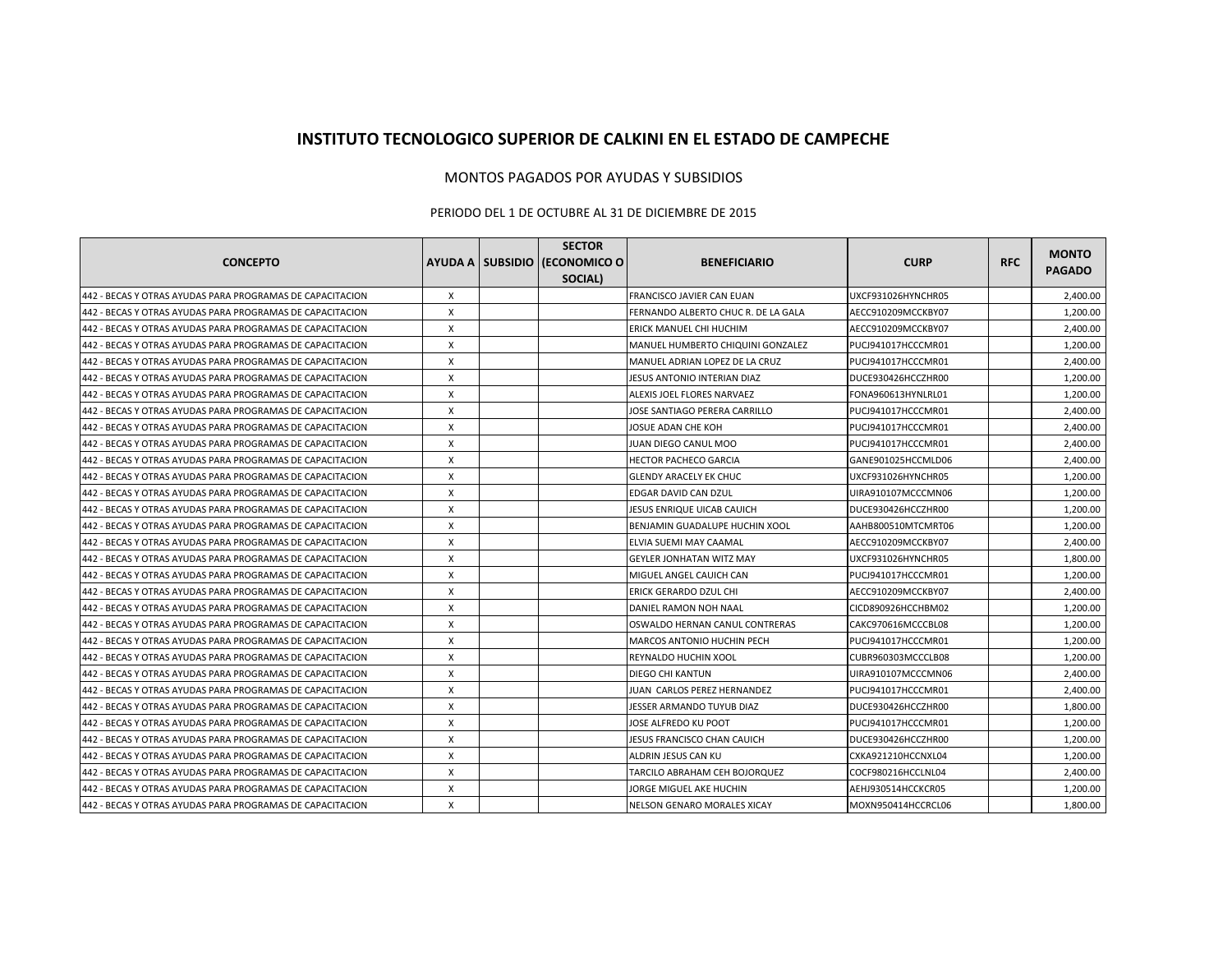# INSTITUTO TECNOLOGICO SUPERIOR DE CALKINI EN EL ESTADO DE CAMPECHE

MONTOS PAGADOS POR AYUDAS Y SUBSIDIOS

PERIODO DEL 1 DE OCTUBRE AL 31 DE DICIEMBRE DE 2015

| CONCEPTO | AYUDA A | SUBSIDIO | SECTOR (ECONOMICO O SOCIAL) | BENEFICIARIO | CURP | RFC | MONTO PAGADO |
|---|---|---|---|---|---|---|---|
| 442 - BECAS Y OTRAS AYUDAS PARA PROGRAMAS DE CAPACITACION | X | | | FRANCISCO JAVIER CAN EUAN | UXCF931026HYNCHR05 | | 2,400.00 |
| 442 - BECAS Y OTRAS AYUDAS PARA PROGRAMAS DE CAPACITACION | X | | | FERNANDO ALBERTO CHUC R. DE LA GALA | AECC910209MCCKBY07 | | 1,200.00 |
| 442 - BECAS Y OTRAS AYUDAS PARA PROGRAMAS DE CAPACITACION | X | | | ERICK MANUEL CHI HUCHIM | AECC910209MCCKBY07 | | 2,400.00 |
| 442 - BECAS Y OTRAS AYUDAS PARA PROGRAMAS DE CAPACITACION | X | | | MANUEL HUMBERTO CHIQUINI GONZALEZ | PUCJ941017HCCCMR01 | | 1,200.00 |
| 442 - BECAS Y OTRAS AYUDAS PARA PROGRAMAS DE CAPACITACION | X | | | MANUEL ADRIAN LOPEZ DE LA CRUZ | PUCJ941017HCCCMR01 | | 2,400.00 |
| 442 - BECAS Y OTRAS AYUDAS PARA PROGRAMAS DE CAPACITACION | X | | | JESUS ANTONIO INTERIAN DIAZ | DUCE930426HCCZHR00 | | 1,200.00 |
| 442 - BECAS Y OTRAS AYUDAS PARA PROGRAMAS DE CAPACITACION | X | | | ALEXIS JOEL FLORES NARVAEZ | FONA960613HYNLRL01 | | 1,200.00 |
| 442 - BECAS Y OTRAS AYUDAS PARA PROGRAMAS DE CAPACITACION | X | | | JOSE SANTIAGO PERERA CARRILLO | PUCJ941017HCCCMR01 | | 2,400.00 |
| 442 - BECAS Y OTRAS AYUDAS PARA PROGRAMAS DE CAPACITACION | X | | | JOSUE ADAN CHE KOH | PUCJ941017HCCCMR01 | | 2,400.00 |
| 442 - BECAS Y OTRAS AYUDAS PARA PROGRAMAS DE CAPACITACION | X | | | JUAN DIEGO CANUL MOO | PUCJ941017HCCCMR01 | | 2,400.00 |
| 442 - BECAS Y OTRAS AYUDAS PARA PROGRAMAS DE CAPACITACION | X | | | HECTOR PACHECO GARCIA | GANE901025HCCMLD06 | | 2,400.00 |
| 442 - BECAS Y OTRAS AYUDAS PARA PROGRAMAS DE CAPACITACION | X | | | GLENDY ARACELY EK CHUC | UXCF931026HYNCHR05 | | 1,200.00 |
| 442 - BECAS Y OTRAS AYUDAS PARA PROGRAMAS DE CAPACITACION | X | | | EDGAR DAVID CAN DZUL | UIRA910107MCCCMN06 | | 1,200.00 |
| 442 - BECAS Y OTRAS AYUDAS PARA PROGRAMAS DE CAPACITACION | X | | | JESUS ENRIQUE UICAB CAUICH | DUCE930426HCCZHR00 | | 1,200.00 |
| 442 - BECAS Y OTRAS AYUDAS PARA PROGRAMAS DE CAPACITACION | X | | | BENJAMIN GUADALUPE HUCHIN XOOL | AAHB800510MTCMRT06 | | 1,200.00 |
| 442 - BECAS Y OTRAS AYUDAS PARA PROGRAMAS DE CAPACITACION | X | | | ELVIA SUEMI MAY CAAMAL | AECC910209MCCKBY07 | | 2,400.00 |
| 442 - BECAS Y OTRAS AYUDAS PARA PROGRAMAS DE CAPACITACION | X | | | GEYLER JONHATAN WITZ MAY | UXCF931026HYNCHR05 | | 1,800.00 |
| 442 - BECAS Y OTRAS AYUDAS PARA PROGRAMAS DE CAPACITACION | X | | | MIGUEL ANGEL CAUICH CAN | PUCJ941017HCCCMR01 | | 1,200.00 |
| 442 - BECAS Y OTRAS AYUDAS PARA PROGRAMAS DE CAPACITACION | X | | | ERICK GERARDO DZUL CHI | AECC910209MCCKBY07 | | 2,400.00 |
| 442 - BECAS Y OTRAS AYUDAS PARA PROGRAMAS DE CAPACITACION | X | | | DANIEL RAMON NOH NAAL | CICD890926HCCHBM02 | | 1,200.00 |
| 442 - BECAS Y OTRAS AYUDAS PARA PROGRAMAS DE CAPACITACION | X | | | OSWALDO HERNAN CANUL CONTRERAS | CAKC970616MCCCBL08 | | 1,200.00 |
| 442 - BECAS Y OTRAS AYUDAS PARA PROGRAMAS DE CAPACITACION | X | | | MARCOS ANTONIO HUCHIN PECH | PUCJ941017HCCCMR01 | | 1,200.00 |
| 442 - BECAS Y OTRAS AYUDAS PARA PROGRAMAS DE CAPACITACION | X | | | REYNALDO HUCHIN XOOL | CUBR960303MCCCLB08 | | 1,200.00 |
| 442 - BECAS Y OTRAS AYUDAS PARA PROGRAMAS DE CAPACITACION | X | | | DIEGO CHI KANTUN | UIRA910107MCCCMN06 | | 2,400.00 |
| 442 - BECAS Y OTRAS AYUDAS PARA PROGRAMAS DE CAPACITACION | X | | | JUAN CARLOS PEREZ HERNANDEZ | PUCJ941017HCCCMR01 | | 2,400.00 |
| 442 - BECAS Y OTRAS AYUDAS PARA PROGRAMAS DE CAPACITACION | X | | | JESSER ARMANDO TUYUB DIAZ | DUCE930426HCCZHR00 | | 1,800.00 |
| 442 - BECAS Y OTRAS AYUDAS PARA PROGRAMAS DE CAPACITACION | X | | | JOSE ALFREDO KU POOT | PUCJ941017HCCCMR01 | | 1,200.00 |
| 442 - BECAS Y OTRAS AYUDAS PARA PROGRAMAS DE CAPACITACION | X | | | JESUS FRANCISCO CHAN CAUICH | DUCE930426HCCZHR00 | | 1,200.00 |
| 442 - BECAS Y OTRAS AYUDAS PARA PROGRAMAS DE CAPACITACION | X | | | ALDRIN JESUS CAN KU | CXKA921210HCCNXL04 | | 1,200.00 |
| 442 - BECAS Y OTRAS AYUDAS PARA PROGRAMAS DE CAPACITACION | X | | | TARCILO ABRAHAM CEH BOJORQUEZ | COCF980216HCCLNL04 | | 2,400.00 |
| 442 - BECAS Y OTRAS AYUDAS PARA PROGRAMAS DE CAPACITACION | X | | | JORGE MIGUEL AKE HUCHIN | AEHJ930514HCCKCR05 | | 1,200.00 |
| 442 - BECAS Y OTRAS AYUDAS PARA PROGRAMAS DE CAPACITACION | X | | | NELSON GENARO MORALES XICAY | MOXN950414HCCRCL06 | | 1,800.00 |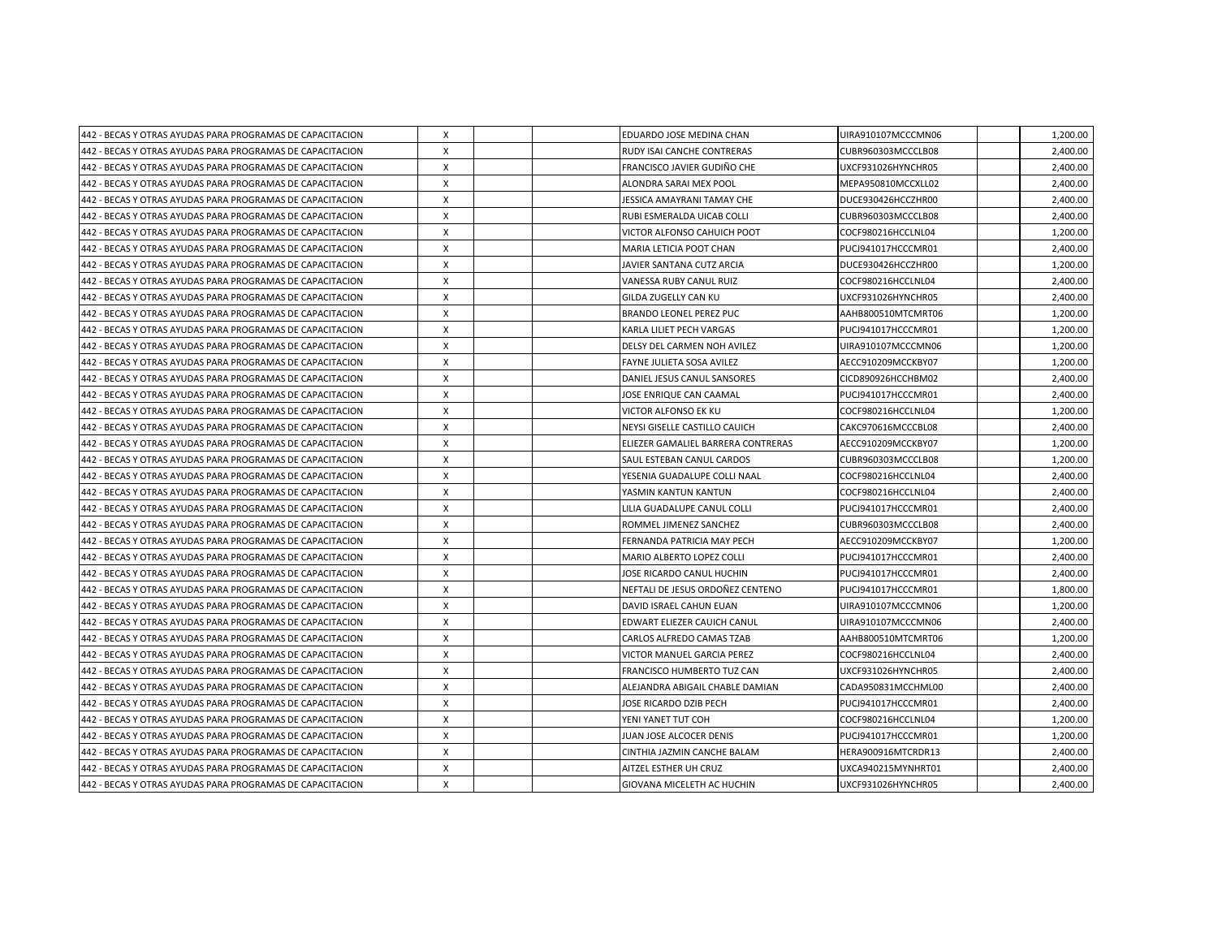| | | | | | | | |
|---|---|---|---|---|---|---|---|
| 442 - BECAS Y OTRAS AYUDAS PARA PROGRAMAS DE CAPACITACION | X | | | EDUARDO JOSE MEDINA CHAN | UIRA910107MCCCMN06 | | 1,200.00 |
| 442 - BECAS Y OTRAS AYUDAS PARA PROGRAMAS DE CAPACITACION | X | | | RUDY ISAI CANCHE CONTRERAS | CUBR960303MCCCLB08 | | 2,400.00 |
| 442 - BECAS Y OTRAS AYUDAS PARA PROGRAMAS DE CAPACITACION | X | | | FRANCISCO JAVIER GUDIÑO CHE | UXCF931026HYNCHR05 | | 2,400.00 |
| 442 - BECAS Y OTRAS AYUDAS PARA PROGRAMAS DE CAPACITACION | X | | | ALONDRA SARAI MEX POOL | MEPA950810MCCXLL02 | | 2,400.00 |
| 442 - BECAS Y OTRAS AYUDAS PARA PROGRAMAS DE CAPACITACION | X | | | JESSICA AMAYRANI TAMAY CHE | DUCE930426HCCZHR00 | | 2,400.00 |
| 442 - BECAS Y OTRAS AYUDAS PARA PROGRAMAS DE CAPACITACION | X | | | RUBI ESMERALDA UICAB COLLI | CUBR960303MCCCLB08 | | 2,400.00 |
| 442 - BECAS Y OTRAS AYUDAS PARA PROGRAMAS DE CAPACITACION | X | | | VICTOR ALFONSO CAHUICH POOT | COCF980216HCCLNL04 | | 1,200.00 |
| 442 - BECAS Y OTRAS AYUDAS PARA PROGRAMAS DE CAPACITACION | X | | | MARIA LETICIA POOT CHAN | PUCJ941017HCCCMR01 | | 2,400.00 |
| 442 - BECAS Y OTRAS AYUDAS PARA PROGRAMAS DE CAPACITACION | X | | | JAVIER SANTANA CUTZ ARCIA | DUCE930426HCCZHR00 | | 1,200.00 |
| 442 - BECAS Y OTRAS AYUDAS PARA PROGRAMAS DE CAPACITACION | X | | | VANESSA RUBY CANUL RUIZ | COCF980216HCCLNL04 | | 2,400.00 |
| 442 - BECAS Y OTRAS AYUDAS PARA PROGRAMAS DE CAPACITACION | X | | | GILDA ZUGELLY CAN KU | UXCF931026HYNCHR05 | | 2,400.00 |
| 442 - BECAS Y OTRAS AYUDAS PARA PROGRAMAS DE CAPACITACION | X | | | BRANDO LEONEL PEREZ PUC | AAHB800510MTCMRT06 | | 1,200.00 |
| 442 - BECAS Y OTRAS AYUDAS PARA PROGRAMAS DE CAPACITACION | X | | | KARLA LILIET PECH VARGAS | PUCJ941017HCCCMR01 | | 1,200.00 |
| 442 - BECAS Y OTRAS AYUDAS PARA PROGRAMAS DE CAPACITACION | X | | | DELSY DEL CARMEN NOH AVILEZ | UIRA910107MCCCMN06 | | 1,200.00 |
| 442 - BECAS Y OTRAS AYUDAS PARA PROGRAMAS DE CAPACITACION | X | | | FAYNE JULIETA SOSA AVILEZ | AECC910209MCCKBY07 | | 1,200.00 |
| 442 - BECAS Y OTRAS AYUDAS PARA PROGRAMAS DE CAPACITACION | X | | | DANIEL JESUS CANUL SANSORES | CICD890926HCCHBM02 | | 2,400.00 |
| 442 - BECAS Y OTRAS AYUDAS PARA PROGRAMAS DE CAPACITACION | X | | | JOSE ENRIQUE CAN CAAMAL | PUCJ941017HCCCMR01 | | 2,400.00 |
| 442 - BECAS Y OTRAS AYUDAS PARA PROGRAMAS DE CAPACITACION | X | | | VICTOR ALFONSO EK KU | COCF980216HCCLNL04 | | 1,200.00 |
| 442 - BECAS Y OTRAS AYUDAS PARA PROGRAMAS DE CAPACITACION | X | | | NEYSI GISELLE CASTILLO CAUICH | CAKC970616MCCCBL08 | | 2,400.00 |
| 442 - BECAS Y OTRAS AYUDAS PARA PROGRAMAS DE CAPACITACION | X | | | ELIEZER GAMALIEL BARRERA CONTRERAS | AECC910209MCCKBY07 | | 1,200.00 |
| 442 - BECAS Y OTRAS AYUDAS PARA PROGRAMAS DE CAPACITACION | X | | | SAUL ESTEBAN CANUL CARDOS | CUBR960303MCCCLB08 | | 1,200.00 |
| 442 - BECAS Y OTRAS AYUDAS PARA PROGRAMAS DE CAPACITACION | X | | | YESENIA GUADALUPE COLLI NAAL | COCF980216HCCLNL04 | | 2,400.00 |
| 442 - BECAS Y OTRAS AYUDAS PARA PROGRAMAS DE CAPACITACION | X | | | YASMIN KANTUN KANTUN | COCF980216HCCLNL04 | | 2,400.00 |
| 442 - BECAS Y OTRAS AYUDAS PARA PROGRAMAS DE CAPACITACION | X | | | LILIA GUADALUPE CANUL COLLI | PUCJ941017HCCCMR01 | | 2,400.00 |
| 442 - BECAS Y OTRAS AYUDAS PARA PROGRAMAS DE CAPACITACION | X | | | ROMMEL JIMENEZ SANCHEZ | CUBR960303MCCCLB08 | | 2,400.00 |
| 442 - BECAS Y OTRAS AYUDAS PARA PROGRAMAS DE CAPACITACION | X | | | FERNANDA PATRICIA MAY PECH | AECC910209MCCKBY07 | | 1,200.00 |
| 442 - BECAS Y OTRAS AYUDAS PARA PROGRAMAS DE CAPACITACION | X | | | MARIO ALBERTO LOPEZ COLLI | PUCJ941017HCCCMR01 | | 2,400.00 |
| 442 - BECAS Y OTRAS AYUDAS PARA PROGRAMAS DE CAPACITACION | X | | | JOSE RICARDO CANUL HUCHIN | PUCJ941017HCCCMR01 | | 2,400.00 |
| 442 - BECAS Y OTRAS AYUDAS PARA PROGRAMAS DE CAPACITACION | X | | | NEFTALI DE JESUS ORDOÑEZ CENTENO | PUCJ941017HCCCMR01 | | 1,800.00 |
| 442 - BECAS Y OTRAS AYUDAS PARA PROGRAMAS DE CAPACITACION | X | | | DAVID ISRAEL CAHUN EUAN | UIRA910107MCCCMN06 | | 1,200.00 |
| 442 - BECAS Y OTRAS AYUDAS PARA PROGRAMAS DE CAPACITACION | X | | | EDWART ELIEZER CAUICH CANUL | UIRA910107MCCCMN06 | | 2,400.00 |
| 442 - BECAS Y OTRAS AYUDAS PARA PROGRAMAS DE CAPACITACION | X | | | CARLOS ALFREDO CAMAS TZAB | AAHB800510MTCMRT06 | | 1,200.00 |
| 442 - BECAS Y OTRAS AYUDAS PARA PROGRAMAS DE CAPACITACION | X | | | VICTOR MANUEL GARCIA PEREZ | COCF980216HCCLNL04 | | 2,400.00 |
| 442 - BECAS Y OTRAS AYUDAS PARA PROGRAMAS DE CAPACITACION | X | | | FRANCISCO HUMBERTO TUZ CAN | UXCF931026HYNCHR05 | | 2,400.00 |
| 442 - BECAS Y OTRAS AYUDAS PARA PROGRAMAS DE CAPACITACION | X | | | ALEJANDRA ABIGAIL CHABLE DAMIAN | CADA950831MCCHML00 | | 2,400.00 |
| 442 - BECAS Y OTRAS AYUDAS PARA PROGRAMAS DE CAPACITACION | X | | | JOSE RICARDO DZIB PECH | PUCJ941017HCCCMR01 | | 2,400.00 |
| 442 - BECAS Y OTRAS AYUDAS PARA PROGRAMAS DE CAPACITACION | X | | | YENI YANET TUT COH | COCF980216HCCLNL04 | | 1,200.00 |
| 442 - BECAS Y OTRAS AYUDAS PARA PROGRAMAS DE CAPACITACION | X | | | JUAN JOSE ALCOCER DENIS | PUCJ941017HCCCMR01 | | 1,200.00 |
| 442 - BECAS Y OTRAS AYUDAS PARA PROGRAMAS DE CAPACITACION | X | | | CINTHIA JAZMIN CANCHE BALAM | HERA900916MTCRDR13 | | 2,400.00 |
| 442 - BECAS Y OTRAS AYUDAS PARA PROGRAMAS DE CAPACITACION | X | | | AITZEL ESTHER UH CRUZ | UXCA940215MYNHRT01 | | 2,400.00 |
| 442 - BECAS Y OTRAS AYUDAS PARA PROGRAMAS DE CAPACITACION | X | | | GIOVANA MICELETH AC HUCHIN | UXCF931026HYNCHR05 | | 2,400.00 |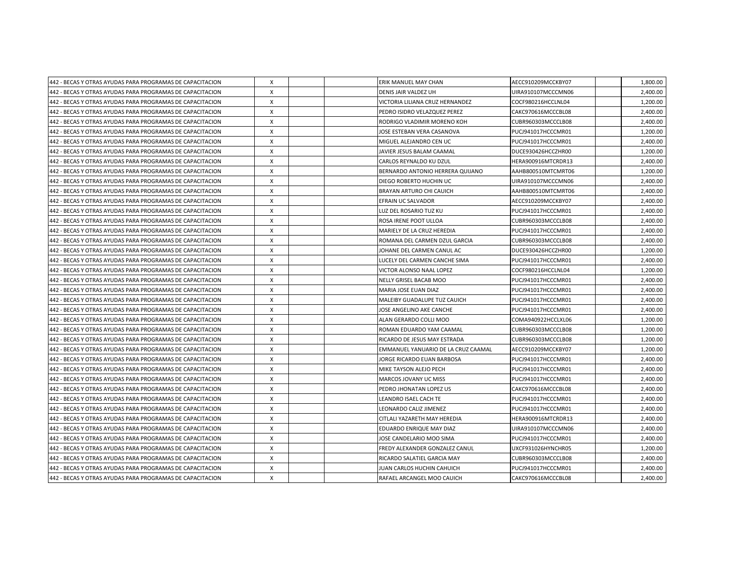| | | | | | | | |
|---|---|---|---|---|---|---|---|
| 442 - BECAS Y OTRAS AYUDAS PARA PROGRAMAS DE CAPACITACION | X | | | ERIK MANUEL MAY CHAN | AECC910209MCCKBY07 | | 1,800.00 |
| 442 - BECAS Y OTRAS AYUDAS PARA PROGRAMAS DE CAPACITACION | X | | | DENIS JAIR VALDEZ UH | UIRA910107MCCCMN06 | | 2,400.00 |
| 442 - BECAS Y OTRAS AYUDAS PARA PROGRAMAS DE CAPACITACION | X | | | VICTORIA LILIANA CRUZ HERNANDEZ | COCF980216HCCLNL04 | | 1,200.00 |
| 442 - BECAS Y OTRAS AYUDAS PARA PROGRAMAS DE CAPACITACION | X | | | PEDRO ISIDRO VELAZQUEZ PEREZ | CAKC970616MCCCBL08 | | 2,400.00 |
| 442 - BECAS Y OTRAS AYUDAS PARA PROGRAMAS DE CAPACITACION | X | | | RODRIGO VLADIMIR MORENO KOH | CUBR960303MCCCLB08 | | 2,400.00 |
| 442 - BECAS Y OTRAS AYUDAS PARA PROGRAMAS DE CAPACITACION | X | | | JOSE ESTEBAN VERA CASANOVA | PUCJ941017HCCCMR01 | | 1,200.00 |
| 442 - BECAS Y OTRAS AYUDAS PARA PROGRAMAS DE CAPACITACION | X | | | MIGUEL ALEJANDRO CEN UC | PUCJ941017HCCCMR01 | | 2,400.00 |
| 442 - BECAS Y OTRAS AYUDAS PARA PROGRAMAS DE CAPACITACION | X | | | JAVIER JESUS BALAM CAAMAL | DUCE930426HCCZHR00 | | 1,200.00 |
| 442 - BECAS Y OTRAS AYUDAS PARA PROGRAMAS DE CAPACITACION | X | | | CARLOS REYNALDO KU DZUL | HERA900916MTCRDR13 | | 2,400.00 |
| 442 - BECAS Y OTRAS AYUDAS PARA PROGRAMAS DE CAPACITACION | X | | | BERNARDO ANTONIO HERRERA QUIJANO | AAHB800510MTCMRT06 | | 1,200.00 |
| 442 - BECAS Y OTRAS AYUDAS PARA PROGRAMAS DE CAPACITACION | X | | | DIEGO ROBERTO HUCHIN UC | UIRA910107MCCCMN06 | | 2,400.00 |
| 442 - BECAS Y OTRAS AYUDAS PARA PROGRAMAS DE CAPACITACION | X | | | BRAYAN ARTURO CHI CAUICH | AAHB800510MTCMRT06 | | 2,400.00 |
| 442 - BECAS Y OTRAS AYUDAS PARA PROGRAMAS DE CAPACITACION | X | | | EFRAIN UC SALVADOR | AECC910209MCCKBY07 | | 2,400.00 |
| 442 - BECAS Y OTRAS AYUDAS PARA PROGRAMAS DE CAPACITACION | X | | | LUZ DEL ROSARIO TUZ KU | PUCJ941017HCCCMR01 | | 2,400.00 |
| 442 - BECAS Y OTRAS AYUDAS PARA PROGRAMAS DE CAPACITACION | X | | | ROSA IRENE POOT ULLOA | CUBR960303MCCCLB08 | | 2,400.00 |
| 442 - BECAS Y OTRAS AYUDAS PARA PROGRAMAS DE CAPACITACION | X | | | MARIELY DE LA CRUZ HEREDIA | PUCJ941017HCCCMR01 | | 2,400.00 |
| 442 - BECAS Y OTRAS AYUDAS PARA PROGRAMAS DE CAPACITACION | X | | | ROMANA DEL CARMEN DZUL GARCIA | CUBR960303MCCCLB08 | | 2,400.00 |
| 442 - BECAS Y OTRAS AYUDAS PARA PROGRAMAS DE CAPACITACION | X | | | JOHANE DEL CARMEN CANUL AC | DUCE930426HCCZHR00 | | 1,200.00 |
| 442 - BECAS Y OTRAS AYUDAS PARA PROGRAMAS DE CAPACITACION | X | | | LUCELY DEL CARMEN CANCHE SIMA | PUCJ941017HCCCMR01 | | 2,400.00 |
| 442 - BECAS Y OTRAS AYUDAS PARA PROGRAMAS DE CAPACITACION | X | | | VICTOR ALONSO NAAL LOPEZ | COCF980216HCCLNL04 | | 1,200.00 |
| 442 - BECAS Y OTRAS AYUDAS PARA PROGRAMAS DE CAPACITACION | X | | | NELLY GRISEL BACAB MOO | PUCJ941017HCCCMR01 | | 2,400.00 |
| 442 - BECAS Y OTRAS AYUDAS PARA PROGRAMAS DE CAPACITACION | X | | | MARIA JOSE EUAN DIAZ | PUCJ941017HCCCMR01 | | 2,400.00 |
| 442 - BECAS Y OTRAS AYUDAS PARA PROGRAMAS DE CAPACITACION | X | | | MALEIBY GUADALUPE TUZ CAUICH | PUCJ941017HCCCMR01 | | 2,400.00 |
| 442 - BECAS Y OTRAS AYUDAS PARA PROGRAMAS DE CAPACITACION | X | | | JOSE ANGELINO AKE CANCHE | PUCJ941017HCCCMR01 | | 2,400.00 |
| 442 - BECAS Y OTRAS AYUDAS PARA PROGRAMAS DE CAPACITACION | X | | | ALAN GERARDO COLLI MOO | COMA940922HCCLXL06 | | 1,200.00 |
| 442 - BECAS Y OTRAS AYUDAS PARA PROGRAMAS DE CAPACITACION | X | | | ROMAN EDUARDO YAM CAAMAL | CUBR960303MCCCLB08 | | 1,200.00 |
| 442 - BECAS Y OTRAS AYUDAS PARA PROGRAMAS DE CAPACITACION | X | | | RICARDO DE JESUS MAY ESTRADA | CUBR960303MCCCLB08 | | 1,200.00 |
| 442 - BECAS Y OTRAS AYUDAS PARA PROGRAMAS DE CAPACITACION | X | | | EMMANUEL YANUARIO DE LA CRUZ CAAMAL | AECC910209MCCKBY07 | | 1,200.00 |
| 442 - BECAS Y OTRAS AYUDAS PARA PROGRAMAS DE CAPACITACION | X | | | JORGE RICARDO EUAN BARBOSA | PUCJ941017HCCCMR01 | | 2,400.00 |
| 442 - BECAS Y OTRAS AYUDAS PARA PROGRAMAS DE CAPACITACION | X | | | MIKE TAYSON ALEJO PECH | PUCJ941017HCCCMR01 | | 2,400.00 |
| 442 - BECAS Y OTRAS AYUDAS PARA PROGRAMAS DE CAPACITACION | X | | | MARCOS JOVANY UC MISS | PUCJ941017HCCCMR01 | | 2,400.00 |
| 442 - BECAS Y OTRAS AYUDAS PARA PROGRAMAS DE CAPACITACION | X | | | PEDRO JHONATAN LOPEZ US | CAKC970616MCCCBL08 | | 2,400.00 |
| 442 - BECAS Y OTRAS AYUDAS PARA PROGRAMAS DE CAPACITACION | X | | | LEANDRO ISAEL CACH TE | PUCJ941017HCCCMR01 | | 2,400.00 |
| 442 - BECAS Y OTRAS AYUDAS PARA PROGRAMAS DE CAPACITACION | X | | | LEONARDO CALIZ JIMENEZ | PUCJ941017HCCCMR01 | | 2,400.00 |
| 442 - BECAS Y OTRAS AYUDAS PARA PROGRAMAS DE CAPACITACION | X | | | CITLALI YAZARETH MAY HEREDIA | HERA900916MTCRDR13 | | 2,400.00 |
| 442 - BECAS Y OTRAS AYUDAS PARA PROGRAMAS DE CAPACITACION | X | | | EDUARDO ENRIQUE MAY DIAZ | UIRA910107MCCCMN06 | | 2,400.00 |
| 442 - BECAS Y OTRAS AYUDAS PARA PROGRAMAS DE CAPACITACION | X | | | JOSE CANDELARIO MOO SIMA | PUCJ941017HCCCMR01 | | 2,400.00 |
| 442 - BECAS Y OTRAS AYUDAS PARA PROGRAMAS DE CAPACITACION | X | | | FREDY ALEXANDER GONZALEZ CANUL | UXCF931026HYNCHR05 | | 1,200.00 |
| 442 - BECAS Y OTRAS AYUDAS PARA PROGRAMAS DE CAPACITACION | X | | | RICARDO SALATIEL GARCIA MAY | CUBR960303MCCCLB08 | | 2,400.00 |
| 442 - BECAS Y OTRAS AYUDAS PARA PROGRAMAS DE CAPACITACION | X | | | JUAN CARLOS HUCHIN CAHUICH | PUCJ941017HCCCMR01 | | 2,400.00 |
| 442 - BECAS Y OTRAS AYUDAS PARA PROGRAMAS DE CAPACITACION | X | | | RAFAEL ARCANGEL MOO CAUICH | CAKC970616MCCCBL08 | | 2,400.00 |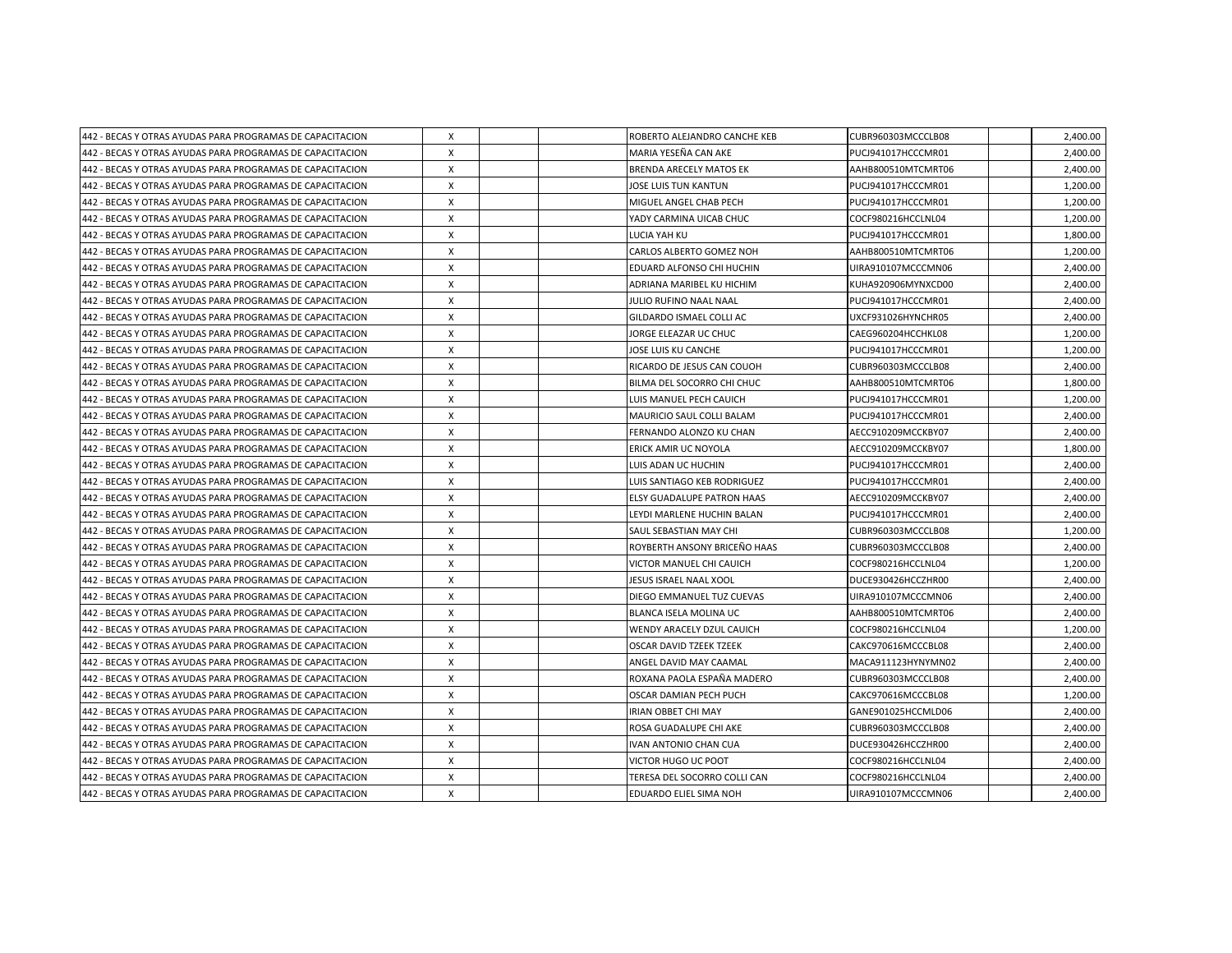| | | | | | | | |
|---|---|---|---|---|---|---|---|
| 442 - BECAS Y OTRAS AYUDAS PARA PROGRAMAS DE CAPACITACION | X | | | ROBERTO ALEJANDRO CANCHE KEB | CUBR960303MCCCLB08 | | 2,400.00 |
| 442 - BECAS Y OTRAS AYUDAS PARA PROGRAMAS DE CAPACITACION | X | | | MARIA YESEÑA CAN AKE | PUCJ941017HCCCMR01 | | 2,400.00 |
| 442 - BECAS Y OTRAS AYUDAS PARA PROGRAMAS DE CAPACITACION | X | | | BRENDA ARECELY MATOS EK | AAHB800510MTCMRT06 | | 2,400.00 |
| 442 - BECAS Y OTRAS AYUDAS PARA PROGRAMAS DE CAPACITACION | X | | | JOSE LUIS TUN KANTUN | PUCJ941017HCCCMR01 | | 1,200.00 |
| 442 - BECAS Y OTRAS AYUDAS PARA PROGRAMAS DE CAPACITACION | X | | | MIGUEL ANGEL CHAB PECH | PUCJ941017HCCCMR01 | | 1,200.00 |
| 442 - BECAS Y OTRAS AYUDAS PARA PROGRAMAS DE CAPACITACION | X | | | YADY CARMINA UICAB CHUC | COCF980216HCCLNL04 | | 1,200.00 |
| 442 - BECAS Y OTRAS AYUDAS PARA PROGRAMAS DE CAPACITACION | X | | | LUCIA YAH KU | PUCJ941017HCCCMR01 | | 1,800.00 |
| 442 - BECAS Y OTRAS AYUDAS PARA PROGRAMAS DE CAPACITACION | X | | | CARLOS ALBERTO GOMEZ NOH | AAHB800510MTCMRT06 | | 1,200.00 |
| 442 - BECAS Y OTRAS AYUDAS PARA PROGRAMAS DE CAPACITACION | X | | | EDUARD ALFONSO CHI HUCHIN | UIRA910107MCCCMN06 | | 2,400.00 |
| 442 - BECAS Y OTRAS AYUDAS PARA PROGRAMAS DE CAPACITACION | X | | | ADRIANA MARIBEL KU HICHIM | KUHA920906MYNXCD00 | | 2,400.00 |
| 442 - BECAS Y OTRAS AYUDAS PARA PROGRAMAS DE CAPACITACION | X | | | JULIO RUFINO NAAL NAAL | PUCJ941017HCCCMR01 | | 2,400.00 |
| 442 - BECAS Y OTRAS AYUDAS PARA PROGRAMAS DE CAPACITACION | X | | | GILDARDO ISMAEL COLLI AC | UXCF931026HYNCHR05 | | 2,400.00 |
| 442 - BECAS Y OTRAS AYUDAS PARA PROGRAMAS DE CAPACITACION | X | | | JORGE ELEAZAR UC CHUC | CAEG960204HCCHKL08 | | 1,200.00 |
| 442 - BECAS Y OTRAS AYUDAS PARA PROGRAMAS DE CAPACITACION | X | | | JOSE LUIS KU CANCHE | PUCJ941017HCCCMR01 | | 1,200.00 |
| 442 - BECAS Y OTRAS AYUDAS PARA PROGRAMAS DE CAPACITACION | X | | | RICARDO DE JESUS CAN COUOH | CUBR960303MCCCLB08 | | 2,400.00 |
| 442 - BECAS Y OTRAS AYUDAS PARA PROGRAMAS DE CAPACITACION | X | | | BILMA DEL SOCORRO CHI CHUC | AAHB800510MTCMRT06 | | 1,800.00 |
| 442 - BECAS Y OTRAS AYUDAS PARA PROGRAMAS DE CAPACITACION | X | | | LUIS MANUEL PECH CAUICH | PUCJ941017HCCCMR01 | | 1,200.00 |
| 442 - BECAS Y OTRAS AYUDAS PARA PROGRAMAS DE CAPACITACION | X | | | MAURICIO SAUL COLLI BALAM | PUCJ941017HCCCMR01 | | 2,400.00 |
| 442 - BECAS Y OTRAS AYUDAS PARA PROGRAMAS DE CAPACITACION | X | | | FERNANDO ALONZO KU CHAN | AECC910209MCCKBY07 | | 2,400.00 |
| 442 - BECAS Y OTRAS AYUDAS PARA PROGRAMAS DE CAPACITACION | X | | | ERICK AMIR UC NOYOLA | AECC910209MCCKBY07 | | 1,800.00 |
| 442 - BECAS Y OTRAS AYUDAS PARA PROGRAMAS DE CAPACITACION | X | | | LUIS ADAN UC HUCHIN | PUCJ941017HCCCMR01 | | 2,400.00 |
| 442 - BECAS Y OTRAS AYUDAS PARA PROGRAMAS DE CAPACITACION | X | | | LUIS SANTIAGO KEB RODRIGUEZ | PUCJ941017HCCCMR01 | | 2,400.00 |
| 442 - BECAS Y OTRAS AYUDAS PARA PROGRAMAS DE CAPACITACION | X | | | ELSY GUADALUPE PATRON HAAS | AECC910209MCCKBY07 | | 2,400.00 |
| 442 - BECAS Y OTRAS AYUDAS PARA PROGRAMAS DE CAPACITACION | X | | | LEYDI MARLENE HUCHIN BALAN | PUCJ941017HCCCMR01 | | 2,400.00 |
| 442 - BECAS Y OTRAS AYUDAS PARA PROGRAMAS DE CAPACITACION | X | | | SAUL SEBASTIAN MAY CHI | CUBR960303MCCCLB08 | | 1,200.00 |
| 442 - BECAS Y OTRAS AYUDAS PARA PROGRAMAS DE CAPACITACION | X | | | ROYBERTH ANSONY BRICEÑO HAAS | CUBR960303MCCCLB08 | | 2,400.00 |
| 442 - BECAS Y OTRAS AYUDAS PARA PROGRAMAS DE CAPACITACION | X | | | VICTOR MANUEL CHI CAUICH | COCF980216HCCLNL04 | | 1,200.00 |
| 442 - BECAS Y OTRAS AYUDAS PARA PROGRAMAS DE CAPACITACION | X | | | JESUS ISRAEL NAAL XOOL | DUCE930426HCCZHR00 | | 2,400.00 |
| 442 - BECAS Y OTRAS AYUDAS PARA PROGRAMAS DE CAPACITACION | X | | | DIEGO EMMANUEL TUZ CUEVAS | UIRA910107MCCCMN06 | | 2,400.00 |
| 442 - BECAS Y OTRAS AYUDAS PARA PROGRAMAS DE CAPACITACION | X | | | BLANCA ISELA MOLINA UC | AAHB800510MTCMRT06 | | 2,400.00 |
| 442 - BECAS Y OTRAS AYUDAS PARA PROGRAMAS DE CAPACITACION | X | | | WENDY ARACELY DZUL CAUICH | COCF980216HCCLNL04 | | 1,200.00 |
| 442 - BECAS Y OTRAS AYUDAS PARA PROGRAMAS DE CAPACITACION | X | | | OSCAR DAVID TZEEK TZEEK | CAKC970616MCCCBL08 | | 2,400.00 |
| 442 - BECAS Y OTRAS AYUDAS PARA PROGRAMAS DE CAPACITACION | X | | | ANGEL DAVID MAY CAAMAL | MACA911123HYNYMN02 | | 2,400.00 |
| 442 - BECAS Y OTRAS AYUDAS PARA PROGRAMAS DE CAPACITACION | X | | | ROXANA PAOLA ESPAÑA MADERO | CUBR960303MCCCLB08 | | 2,400.00 |
| 442 - BECAS Y OTRAS AYUDAS PARA PROGRAMAS DE CAPACITACION | X | | | OSCAR DAMIAN PECH PUCH | CAKC970616MCCCBL08 | | 1,200.00 |
| 442 - BECAS Y OTRAS AYUDAS PARA PROGRAMAS DE CAPACITACION | X | | | IRIAN OBBET CHI MAY | GANE901025HCCMLD06 | | 2,400.00 |
| 442 - BECAS Y OTRAS AYUDAS PARA PROGRAMAS DE CAPACITACION | X | | | ROSA GUADALUPE CHI AKE | CUBR960303MCCCLB08 | | 2,400.00 |
| 442 - BECAS Y OTRAS AYUDAS PARA PROGRAMAS DE CAPACITACION | X | | | IVAN ANTONIO CHAN CUA | DUCE930426HCCZHR00 | | 2,400.00 |
| 442 - BECAS Y OTRAS AYUDAS PARA PROGRAMAS DE CAPACITACION | X | | | VICTOR HUGO UC POOT | COCF980216HCCLNL04 | | 2,400.00 |
| 442 - BECAS Y OTRAS AYUDAS PARA PROGRAMAS DE CAPACITACION | X | | | TERESA DEL SOCORRO COLLI CAN | COCF980216HCCLNL04 | | 2,400.00 |
| 442 - BECAS Y OTRAS AYUDAS PARA PROGRAMAS DE CAPACITACION | X | | | EDUARDO ELIEL SIMA NOH | UIRA910107MCCCMN06 | | 2,400.00 |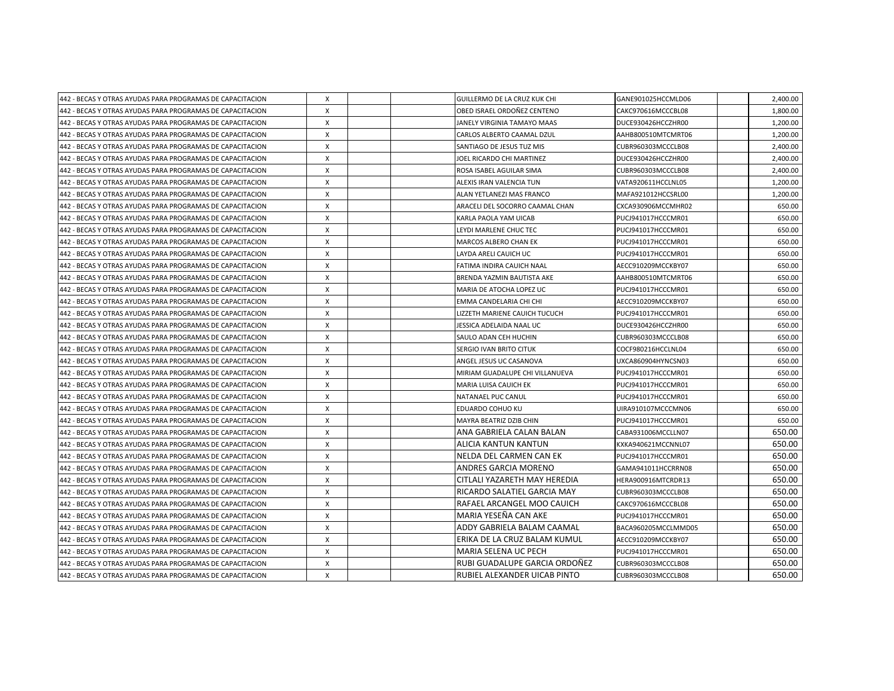| | | | | | | | |
|---|---|---|---|---|---|---|---|
| 442 - BECAS Y OTRAS AYUDAS PARA PROGRAMAS DE CAPACITACION | X | | | GUILLERMO DE LA CRUZ KUK CHI | GANE901025HCCMLD06 | | 2,400.00 |
| 442 - BECAS Y OTRAS AYUDAS PARA PROGRAMAS DE CAPACITACION | X | | | OBED ISRAEL ORDOÑEZ CENTENO | CAKC970616MCCCBL08 | | 1,800.00 |
| 442 - BECAS Y OTRAS AYUDAS PARA PROGRAMAS DE CAPACITACION | X | | | JANELY VIRGINIA TAMAYO MAAS | DUCE930426HCCZHR00 | | 1,200.00 |
| 442 - BECAS Y OTRAS AYUDAS PARA PROGRAMAS DE CAPACITACION | X | | | CARLOS ALBERTO CAAMAL DZUL | AAHB800510MTCMRT06 | | 1,200.00 |
| 442 - BECAS Y OTRAS AYUDAS PARA PROGRAMAS DE CAPACITACION | X | | | SANTIAGO DE JESUS TUZ MIS | CUBR960303MCCCLB08 | | 2,400.00 |
| 442 - BECAS Y OTRAS AYUDAS PARA PROGRAMAS DE CAPACITACION | X | | | JOEL RICARDO CHI MARTINEZ | DUCE930426HCCZHR00 | | 2,400.00 |
| 442 - BECAS Y OTRAS AYUDAS PARA PROGRAMAS DE CAPACITACION | X | | | ROSA ISABEL AGUILAR SIMA | CUBR960303MCCCLB08 | | 2,400.00 |
| 442 - BECAS Y OTRAS AYUDAS PARA PROGRAMAS DE CAPACITACION | X | | | ALEXIS IRAN VALENCIA TUN | VATA920611HCCLNL05 | | 1,200.00 |
| 442 - BECAS Y OTRAS AYUDAS PARA PROGRAMAS DE CAPACITACION | X | | | ALAN YETLANEZI MAS FRANCO | MAFA921012HCCSRL00 | | 1,200.00 |
| 442 - BECAS Y OTRAS AYUDAS PARA PROGRAMAS DE CAPACITACION | X | | | ARACELI DEL SOCORRO CAAMAL CHAN | CXCA930906MCCMHR02 | | 650.00 |
| 442 - BECAS Y OTRAS AYUDAS PARA PROGRAMAS DE CAPACITACION | X | | | KARLA PAOLA YAM UICAB | PUCJ941017HCCCMR01 | | 650.00 |
| 442 - BECAS Y OTRAS AYUDAS PARA PROGRAMAS DE CAPACITACION | X | | | LEYDI MARLENE CHUC TEC | PUCJ941017HCCCMR01 | | 650.00 |
| 442 - BECAS Y OTRAS AYUDAS PARA PROGRAMAS DE CAPACITACION | X | | | MARCOS ALBERO CHAN EK | PUCJ941017HCCCMR01 | | 650.00 |
| 442 - BECAS Y OTRAS AYUDAS PARA PROGRAMAS DE CAPACITACION | X | | | LAYDA ARELI CAUICH UC | PUCJ941017HCCCMR01 | | 650.00 |
| 442 - BECAS Y OTRAS AYUDAS PARA PROGRAMAS DE CAPACITACION | X | | | FATIMA INDIRA CAUICH NAAL | AECC910209MCCKBY07 | | 650.00 |
| 442 - BECAS Y OTRAS AYUDAS PARA PROGRAMAS DE CAPACITACION | X | | | BRENDA YAZMIN BAUTISTA AKE | AAHB800510MTCMRT06 | | 650.00 |
| 442 - BECAS Y OTRAS AYUDAS PARA PROGRAMAS DE CAPACITACION | X | | | MARIA DE ATOCHA LOPEZ UC | PUCJ941017HCCCMR01 | | 650.00 |
| 442 - BECAS Y OTRAS AYUDAS PARA PROGRAMAS DE CAPACITACION | X | | | EMMA CANDELARIA CHI CHI | AECC910209MCCKBY07 | | 650.00 |
| 442 - BECAS Y OTRAS AYUDAS PARA PROGRAMAS DE CAPACITACION | X | | | LIZZETH MARIENE CAUICH TUCUCH | PUCJ941017HCCCMR01 | | 650.00 |
| 442 - BECAS Y OTRAS AYUDAS PARA PROGRAMAS DE CAPACITACION | X | | | JESSICA ADELAIDA NAAL UC | DUCE930426HCCZHR00 | | 650.00 |
| 442 - BECAS Y OTRAS AYUDAS PARA PROGRAMAS DE CAPACITACION | X | | | SAULO ADAN CEH HUCHIN | CUBR960303MCCCLB08 | | 650.00 |
| 442 - BECAS Y OTRAS AYUDAS PARA PROGRAMAS DE CAPACITACION | X | | | SERGIO IVAN BRITO CITUK | COCF980216HCCLNL04 | | 650.00 |
| 442 - BECAS Y OTRAS AYUDAS PARA PROGRAMAS DE CAPACITACION | X | | | ANGEL JESUS UC CASANOVA | UXCA860904HYNCSN03 | | 650.00 |
| 442 - BECAS Y OTRAS AYUDAS PARA PROGRAMAS DE CAPACITACION | X | | | MIRIAM GUADALUPE CHI VILLANUEVA | PUCJ941017HCCCMR01 | | 650.00 |
| 442 - BECAS Y OTRAS AYUDAS PARA PROGRAMAS DE CAPACITACION | X | | | MARIA LUISA CAUICH EK | PUCJ941017HCCCMR01 | | 650.00 |
| 442 - BECAS Y OTRAS AYUDAS PARA PROGRAMAS DE CAPACITACION | X | | | NATANAEL PUC CANUL | PUCJ941017HCCCMR01 | | 650.00 |
| 442 - BECAS Y OTRAS AYUDAS PARA PROGRAMAS DE CAPACITACION | X | | | EDUARDO COHUO KU | UIRA910107MCCCMN06 | | 650.00 |
| 442 - BECAS Y OTRAS AYUDAS PARA PROGRAMAS DE CAPACITACION | X | | | MAYRA BEATRIZ DZIB CHIN | PUCJ941017HCCCMR01 | | 650.00 |
| 442 - BECAS Y OTRAS AYUDAS PARA PROGRAMAS DE CAPACITACION | X | | | ANA GABRIELA CALAN BALAN | CABA931006MCCLLN07 | | 650.00 |
| 442 - BECAS Y OTRAS AYUDAS PARA PROGRAMAS DE CAPACITACION | X | | | ALICIA KANTUN KANTUN | KXKA940621MCCNNL07 | | 650.00 |
| 442 - BECAS Y OTRAS AYUDAS PARA PROGRAMAS DE CAPACITACION | X | | | NELDA DEL CARMEN CAN EK | PUCJ941017HCCCMR01 | | 650.00 |
| 442 - BECAS Y OTRAS AYUDAS PARA PROGRAMAS DE CAPACITACION | X | | | ANDRES GARCIA MORENO | GAMA941011HCCRRN08 | | 650.00 |
| 442 - BECAS Y OTRAS AYUDAS PARA PROGRAMAS DE CAPACITACION | X | | | CITLALI YAZARETH MAY HEREDIA | HERA900916MTCRDR13 | | 650.00 |
| 442 - BECAS Y OTRAS AYUDAS PARA PROGRAMAS DE CAPACITACION | X | | | RICARDO SALATIEL GARCIA MAY | CUBR960303MCCCLB08 | | 650.00 |
| 442 - BECAS Y OTRAS AYUDAS PARA PROGRAMAS DE CAPACITACION | X | | | RAFAEL ARCANGEL MOO CAUICH | CAKC970616MCCCBL08 | | 650.00 |
| 442 - BECAS Y OTRAS AYUDAS PARA PROGRAMAS DE CAPACITACION | X | | | MARIA YESEÑA CAN AKE | PUCJ941017HCCCMR01 | | 650.00 |
| 442 - BECAS Y OTRAS AYUDAS PARA PROGRAMAS DE CAPACITACION | X | | | ADDY GABRIELA BALAM CAAMAL | BACA960205MCCLMMD05 | | 650.00 |
| 442 - BECAS Y OTRAS AYUDAS PARA PROGRAMAS DE CAPACITACION | X | | | ERIKA DE LA CRUZ BALAM KUMUL | AECC910209MCCKBY07 | | 650.00 |
| 442 - BECAS Y OTRAS AYUDAS PARA PROGRAMAS DE CAPACITACION | X | | | MARIA SELENA UC PECH | PUCJ941017HCCCMR01 | | 650.00 |
| 442 - BECAS Y OTRAS AYUDAS PARA PROGRAMAS DE CAPACITACION | X | | | RUBI GUADALUPE GARCIA ORDOÑEZ | CUBR960303MCCCLB08 | | 650.00 |
| 442 - BECAS Y OTRAS AYUDAS PARA PROGRAMAS DE CAPACITACION | X | | | RUBIEL ALEXANDER UICAB PINTO | CUBR960303MCCCLB08 | | 650.00 |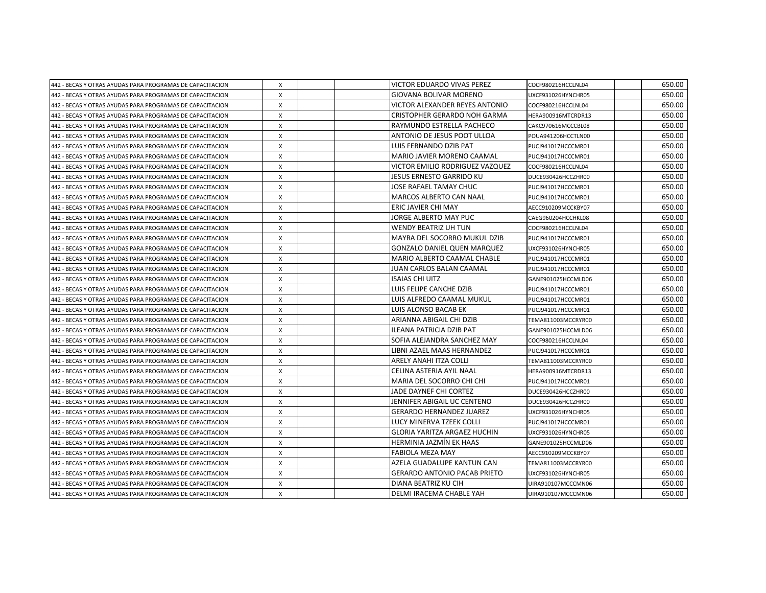| | | | | | | | |
|---|---|---|---|---|---|---|---|
| 442 - BECAS Y OTRAS AYUDAS PARA PROGRAMAS DE CAPACITACION | X | | | VICTOR EDUARDO VIVAS PEREZ | COCF980216HCCLNL04 | | 650.00 |
| 442 - BECAS Y OTRAS AYUDAS PARA PROGRAMAS DE CAPACITACION | X | | | GIOVANA BOLIVAR MORENO | UXCF931026HYNCHR05 | | 650.00 |
| 442 - BECAS Y OTRAS AYUDAS PARA PROGRAMAS DE CAPACITACION | X | | | VICTOR ALEXANDER REYES ANTONIO | COCF980216HCCLNL04 | | 650.00 |
| 442 - BECAS Y OTRAS AYUDAS PARA PROGRAMAS DE CAPACITACION | X | | | CRISTOPHER GERARDO NOH GARMA | HERA900916MTCRDR13 | | 650.00 |
| 442 - BECAS Y OTRAS AYUDAS PARA PROGRAMAS DE CAPACITACION | X | | | RAYMUNDO ESTRELLA PACHECO | CAKC970616MCCCBL08 | | 650.00 |
| 442 - BECAS Y OTRAS AYUDAS PARA PROGRAMAS DE CAPACITACION | X | | | ANTONIO DE JESUS POOT ULLOA | POUA941206HCCTLN00 | | 650.00 |
| 442 - BECAS Y OTRAS AYUDAS PARA PROGRAMAS DE CAPACITACION | X | | | LUIS FERNANDO DZIB PAT | PUCJ941017HCCCMR01 | | 650.00 |
| 442 - BECAS Y OTRAS AYUDAS PARA PROGRAMAS DE CAPACITACION | X | | | MARIO JAVIER MORENO CAAMAL | PUCJ941017HCCCMR01 | | 650.00 |
| 442 - BECAS Y OTRAS AYUDAS PARA PROGRAMAS DE CAPACITACION | X | | | VICTOR EMILIO RODRIGUEZ VAZQUEZ | COCF980216HCCLNL04 | | 650.00 |
| 442 - BECAS Y OTRAS AYUDAS PARA PROGRAMAS DE CAPACITACION | X | | | JESUS ERNESTO GARRIDO KU | DUCE930426HCCZHR00 | | 650.00 |
| 442 - BECAS Y OTRAS AYUDAS PARA PROGRAMAS DE CAPACITACION | X | | | JOSE RAFAEL TAMAY CHUC | PUCJ941017HCCCMR01 | | 650.00 |
| 442 - BECAS Y OTRAS AYUDAS PARA PROGRAMAS DE CAPACITACION | X | | | MARCOS ALBERTO CAN NAAL | PUCJ941017HCCCMR01 | | 650.00 |
| 442 - BECAS Y OTRAS AYUDAS PARA PROGRAMAS DE CAPACITACION | X | | | ERIC JAVIER CHI MAY | AECC910209MCCKBY07 | | 650.00 |
| 442 - BECAS Y OTRAS AYUDAS PARA PROGRAMAS DE CAPACITACION | X | | | JORGE ALBERTO MAY PUC | CAEG960204HCCHKL08 | | 650.00 |
| 442 - BECAS Y OTRAS AYUDAS PARA PROGRAMAS DE CAPACITACION | X | | | WENDY BEATRIZ UH TUN | COCF980216HCCLNL04 | | 650.00 |
| 442 - BECAS Y OTRAS AYUDAS PARA PROGRAMAS DE CAPACITACION | X | | | MAYRA DEL SOCORRO MUKUL DZIB | PUCJ941017HCCCMR01 | | 650.00 |
| 442 - BECAS Y OTRAS AYUDAS PARA PROGRAMAS DE CAPACITACION | X | | | GONZALO DANIEL QUEN MARQUEZ | UXCF931026HYNCHR05 | | 650.00 |
| 442 - BECAS Y OTRAS AYUDAS PARA PROGRAMAS DE CAPACITACION | X | | | MARIO ALBERTO CAAMAL CHABLE | PUCJ941017HCCCMR01 | | 650.00 |
| 442 - BECAS Y OTRAS AYUDAS PARA PROGRAMAS DE CAPACITACION | X | | | JUAN CARLOS BALAN CAAMAL | PUCJ941017HCCCMR01 | | 650.00 |
| 442 - BECAS Y OTRAS AYUDAS PARA PROGRAMAS DE CAPACITACION | X | | | ISAIAS CHI UITZ | GANE901025HCCMLD06 | | 650.00 |
| 442 - BECAS Y OTRAS AYUDAS PARA PROGRAMAS DE CAPACITACION | X | | | LUIS FELIPE CANCHE DZIB | PUCJ941017HCCCMR01 | | 650.00 |
| 442 - BECAS Y OTRAS AYUDAS PARA PROGRAMAS DE CAPACITACION | X | | | LUIS ALFREDO CAAMAL MUKUL | PUCJ941017HCCCMR01 | | 650.00 |
| 442 - BECAS Y OTRAS AYUDAS PARA PROGRAMAS DE CAPACITACION | X | | | LUIS ALONSO BACAB EK | PUCJ941017HCCCMR01 | | 650.00 |
| 442 - BECAS Y OTRAS AYUDAS PARA PROGRAMAS DE CAPACITACION | X | | | ARIANNA ABIGAIL CHI DZIB | TEMA811003MCCRYR00 | | 650.00 |
| 442 - BECAS Y OTRAS AYUDAS PARA PROGRAMAS DE CAPACITACION | X | | | ILEANA PATRICIA DZIB PAT | GANE901025HCCMLD06 | | 650.00 |
| 442 - BECAS Y OTRAS AYUDAS PARA PROGRAMAS DE CAPACITACION | X | | | SOFIA ALEJANDRA SANCHEZ MAY | COCF980216HCCLNL04 | | 650.00 |
| 442 - BECAS Y OTRAS AYUDAS PARA PROGRAMAS DE CAPACITACION | X | | | LIBNI AZAEL MAAS HERNANDEZ | PUCJ941017HCCCMR01 | | 650.00 |
| 442 - BECAS Y OTRAS AYUDAS PARA PROGRAMAS DE CAPACITACION | X | | | ARELY ANAHI ITZA COLLI | TEMA811003MCCRYR00 | | 650.00 |
| 442 - BECAS Y OTRAS AYUDAS PARA PROGRAMAS DE CAPACITACION | X | | | CELINA ASTERIA AYIL NAAL | HERA900916MTCRDR13 | | 650.00 |
| 442 - BECAS Y OTRAS AYUDAS PARA PROGRAMAS DE CAPACITACION | X | | | MARIA DEL SOCORRO CHI CHI | PUCJ941017HCCCMR01 | | 650.00 |
| 442 - BECAS Y OTRAS AYUDAS PARA PROGRAMAS DE CAPACITACION | X | | | JADE DAYNEF CHI CORTEZ | DUCE930426HCCZHR00 | | 650.00 |
| 442 - BECAS Y OTRAS AYUDAS PARA PROGRAMAS DE CAPACITACION | X | | | JENNIFER ABIGAIL UC CENTENO | DUCE930426HCCZHR00 | | 650.00 |
| 442 - BECAS Y OTRAS AYUDAS PARA PROGRAMAS DE CAPACITACION | X | | | GERARDO HERNANDEZ JUAREZ | UXCF931026HYNCHR05 | | 650.00 |
| 442 - BECAS Y OTRAS AYUDAS PARA PROGRAMAS DE CAPACITACION | X | | | LUCY MINERVA TZEEK COLLI | PUCJ941017HCCCMR01 | | 650.00 |
| 442 - BECAS Y OTRAS AYUDAS PARA PROGRAMAS DE CAPACITACION | X | | | GLORIA YARITZA ARGAEZ HUCHIN | UXCF931026HYNCHR05 | | 650.00 |
| 442 - BECAS Y OTRAS AYUDAS PARA PROGRAMAS DE CAPACITACION | X | | | HERMINIA JAZMÍN EK HAAS | GANE901025HCCMLD06 | | 650.00 |
| 442 - BECAS Y OTRAS AYUDAS PARA PROGRAMAS DE CAPACITACION | X | | | FABIOLA MEZA MAY | AECC910209MCCKBY07 | | 650.00 |
| 442 - BECAS Y OTRAS AYUDAS PARA PROGRAMAS DE CAPACITACION | X | | | AZELA GUADALUPE KANTUN CAN | TEMA811003MCCRYR00 | | 650.00 |
| 442 - BECAS Y OTRAS AYUDAS PARA PROGRAMAS DE CAPACITACION | X | | | GERARDO ANTONIO PACAB PRIETO | UXCF931026HYNCHR05 | | 650.00 |
| 442 - BECAS Y OTRAS AYUDAS PARA PROGRAMAS DE CAPACITACION | X | | | DIANA BEATRIZ KU CIH | UIRA910107MCCCMN06 | | 650.00 |
| 442 - BECAS Y OTRAS AYUDAS PARA PROGRAMAS DE CAPACITACION | X | | | DELMI IRACEMA CHABLE YAH | UIRA910107MCCCMN06 | | 650.00 |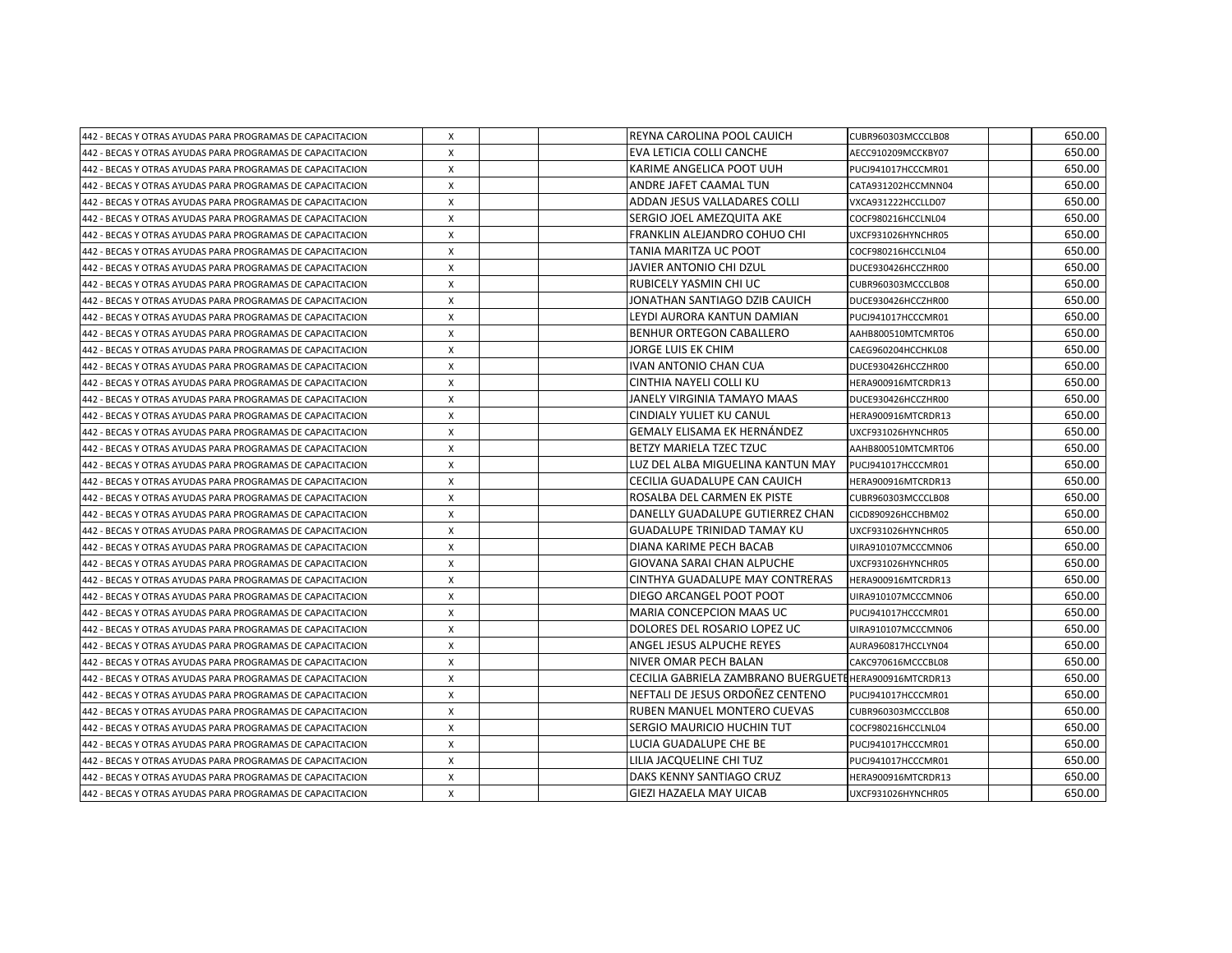| | | | | | | | |
|---|---|---|---|---|---|---|---|
| 442 - BECAS Y OTRAS AYUDAS PARA PROGRAMAS DE CAPACITACION | X | | | REYNA CAROLINA POOL CAUICH | CUBR960303MCCCLB08 | | 650.00 |
| 442 - BECAS Y OTRAS AYUDAS PARA PROGRAMAS DE CAPACITACION | X | | | EVA LETICIA COLLI CANCHE | AECC910209MCCKBY07 | | 650.00 |
| 442 - BECAS Y OTRAS AYUDAS PARA PROGRAMAS DE CAPACITACION | X | | | KARIME ANGELICA POOT UUH | PUCJ941017HCCCMR01 | | 650.00 |
| 442 - BECAS Y OTRAS AYUDAS PARA PROGRAMAS DE CAPACITACION | X | | | ANDRE JAFET CAAMAL TUN | CATA931202HCCMNN04 | | 650.00 |
| 442 - BECAS Y OTRAS AYUDAS PARA PROGRAMAS DE CAPACITACION | X | | | ADDAN JESUS VALLADARES COLLI | VXCA931222HCCLLD07 | | 650.00 |
| 442 - BECAS Y OTRAS AYUDAS PARA PROGRAMAS DE CAPACITACION | X | | | SERGIO JOEL AMEZQUITA AKE | COCF980216HCCLNL04 | | 650.00 |
| 442 - BECAS Y OTRAS AYUDAS PARA PROGRAMAS DE CAPACITACION | X | | | FRANKLIN ALEJANDRO COHUO CHI | UXCF931026HYNCHR05 | | 650.00 |
| 442 - BECAS Y OTRAS AYUDAS PARA PROGRAMAS DE CAPACITACION | X | | | TANIA MARITZA UC POOT | COCF980216HCCLNL04 | | 650.00 |
| 442 - BECAS Y OTRAS AYUDAS PARA PROGRAMAS DE CAPACITACION | X | | | JAVIER ANTONIO CHI DZUL | DUCE930426HCCZHR00 | | 650.00 |
| 442 - BECAS Y OTRAS AYUDAS PARA PROGRAMAS DE CAPACITACION | X | | | RUBICELY YASMIN CHI UC | CUBR960303MCCCLB08 | | 650.00 |
| 442 - BECAS Y OTRAS AYUDAS PARA PROGRAMAS DE CAPACITACION | X | | | JONATHAN SANTIAGO DZIB CAUICH | DUCE930426HCCZHR00 | | 650.00 |
| 442 - BECAS Y OTRAS AYUDAS PARA PROGRAMAS DE CAPACITACION | X | | | LEYDI AURORA KANTUN DAMIAN | PUCJ941017HCCCMR01 | | 650.00 |
| 442 - BECAS Y OTRAS AYUDAS PARA PROGRAMAS DE CAPACITACION | X | | | BENHUR ORTEGON CABALLERO | AAHB800510MTCMRT06 | | 650.00 |
| 442 - BECAS Y OTRAS AYUDAS PARA PROGRAMAS DE CAPACITACION | X | | | JORGE LUIS EK CHIM | CAEG960204HCCHKL08 | | 650.00 |
| 442 - BECAS Y OTRAS AYUDAS PARA PROGRAMAS DE CAPACITACION | X | | | IVAN ANTONIO CHAN CUA | DUCE930426HCCZHR00 | | 650.00 |
| 442 - BECAS Y OTRAS AYUDAS PARA PROGRAMAS DE CAPACITACION | X | | | CINTHIA NAYELI COLLI KU | HERA900916MTCRDR13 | | 650.00 |
| 442 - BECAS Y OTRAS AYUDAS PARA PROGRAMAS DE CAPACITACION | X | | | JANELY VIRGINIA TAMAYO MAAS | DUCE930426HCCZHR00 | | 650.00 |
| 442 - BECAS Y OTRAS AYUDAS PARA PROGRAMAS DE CAPACITACION | X | | | CINDIALY YULIET KU CANUL | HERA900916MTCRDR13 | | 650.00 |
| 442 - BECAS Y OTRAS AYUDAS PARA PROGRAMAS DE CAPACITACION | X | | | GEMALY ELISAMA EK HERNÁNDEZ | UXCF931026HYNCHR05 | | 650.00 |
| 442 - BECAS Y OTRAS AYUDAS PARA PROGRAMAS DE CAPACITACION | X | | | BETZY MARIELA TZEC TZUC | AAHB800510MTCMRT06 | | 650.00 |
| 442 - BECAS Y OTRAS AYUDAS PARA PROGRAMAS DE CAPACITACION | X | | | LUZ DEL ALBA MIGUELINA KANTUN MAY | PUCJ941017HCCCMR01 | | 650.00 |
| 442 - BECAS Y OTRAS AYUDAS PARA PROGRAMAS DE CAPACITACION | X | | | CECILIA GUADALUPE CAN CAUICH | HERA900916MTCRDR13 | | 650.00 |
| 442 - BECAS Y OTRAS AYUDAS PARA PROGRAMAS DE CAPACITACION | X | | | ROSALBA DEL CARMEN EK PISTE | CUBR960303MCCCLB08 | | 650.00 |
| 442 - BECAS Y OTRAS AYUDAS PARA PROGRAMAS DE CAPACITACION | X | | | DANELLY GUADALUPE GUTIERREZ CHAN | CICD890926HCCHBM02 | | 650.00 |
| 442 - BECAS Y OTRAS AYUDAS PARA PROGRAMAS DE CAPACITACION | X | | | GUADALUPE TRINIDAD TAMAY KU | UXCF931026HYNCHR05 | | 650.00 |
| 442 - BECAS Y OTRAS AYUDAS PARA PROGRAMAS DE CAPACITACION | X | | | DIANA KARIME PECH BACAB | UIRA910107MCCCMN06 | | 650.00 |
| 442 - BECAS Y OTRAS AYUDAS PARA PROGRAMAS DE CAPACITACION | X | | | GIOVANA SARAI CHAN ALPUCHE | UXCF931026HYNCHR05 | | 650.00 |
| 442 - BECAS Y OTRAS AYUDAS PARA PROGRAMAS DE CAPACITACION | X | | | CINTHYA GUADALUPE MAY CONTRERAS | HERA900916MTCRDR13 | | 650.00 |
| 442 - BECAS Y OTRAS AYUDAS PARA PROGRAMAS DE CAPACITACION | X | | | DIEGO ARCANGEL POOT POOT | UIRA910107MCCCMN06 | | 650.00 |
| 442 - BECAS Y OTRAS AYUDAS PARA PROGRAMAS DE CAPACITACION | X | | | MARIA CONCEPCION MAAS UC | PUCJ941017HCCCMR01 | | 650.00 |
| 442 - BECAS Y OTRAS AYUDAS PARA PROGRAMAS DE CAPACITACION | X | | | DOLORES DEL ROSARIO LOPEZ UC | UIRA910107MCCCMN06 | | 650.00 |
| 442 - BECAS Y OTRAS AYUDAS PARA PROGRAMAS DE CAPACITACION | X | | | ANGEL JESUS ALPUCHE REYES | AURA960817HCCLYN04 | | 650.00 |
| 442 - BECAS Y OTRAS AYUDAS PARA PROGRAMAS DE CAPACITACION | X | | | NIVER OMAR PECH BALAN | CAKC970616MCCCBL08 | | 650.00 |
| 442 - BECAS Y OTRAS AYUDAS PARA PROGRAMAS DE CAPACITACION | X | | | CECILIA GABRIELA ZAMBRANO BUERGUETE | HERA900916MTCRDR13 | | 650.00 |
| 442 - BECAS Y OTRAS AYUDAS PARA PROGRAMAS DE CAPACITACION | X | | | NEFTALI DE JESUS ORDOÑEZ CENTENO | PUCJ941017HCCCMR01 | | 650.00 |
| 442 - BECAS Y OTRAS AYUDAS PARA PROGRAMAS DE CAPACITACION | X | | | RUBEN MANUEL MONTERO CUEVAS | CUBR960303MCCCLB08 | | 650.00 |
| 442 - BECAS Y OTRAS AYUDAS PARA PROGRAMAS DE CAPACITACION | X | | | SERGIO MAURICIO HUCHIN TUT | COCF980216HCCLNL04 | | 650.00 |
| 442 - BECAS Y OTRAS AYUDAS PARA PROGRAMAS DE CAPACITACION | X | | | LUCIA GUADALUPE CHE BE | PUCJ941017HCCCMR01 | | 650.00 |
| 442 - BECAS Y OTRAS AYUDAS PARA PROGRAMAS DE CAPACITACION | X | | | LILIA JACQUELINE CHI TUZ | PUCJ941017HCCCMR01 | | 650.00 |
| 442 - BECAS Y OTRAS AYUDAS PARA PROGRAMAS DE CAPACITACION | X | | | DAKS KENNY SANTIAGO CRUZ | HERA900916MTCRDR13 | | 650.00 |
| 442 - BECAS Y OTRAS AYUDAS PARA PROGRAMAS DE CAPACITACION | X | | | GIEZI HAZAELA MAY UICAB | UXCF931026HYNCHR05 | | 650.00 |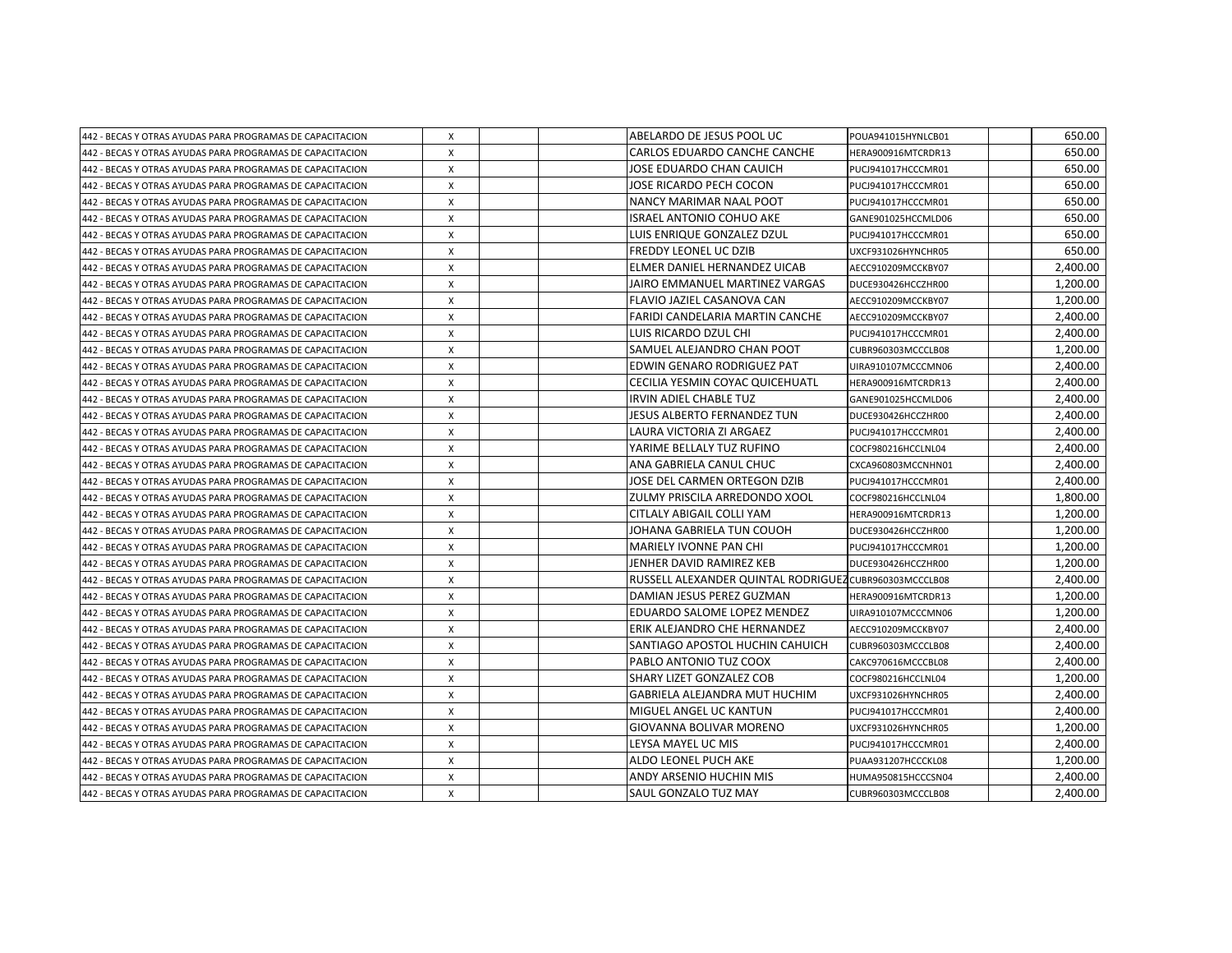| | | | | | | | |
|---|---|---|---|---|---|---|---|
| 442 - BECAS Y OTRAS AYUDAS PARA PROGRAMAS DE CAPACITACION | X | | | ABELARDO DE JESUS POOL UC | POUA941015HYNLCB01 | | 650.00 |
| 442 - BECAS Y OTRAS AYUDAS PARA PROGRAMAS DE CAPACITACION | X | | | CARLOS EDUARDO CANCHE CANCHE | HERA900916MTCRDR13 | | 650.00 |
| 442 - BECAS Y OTRAS AYUDAS PARA PROGRAMAS DE CAPACITACION | X | | | JOSE EDUARDO CHAN CAUICH | PUCJ941017HCCCMR01 | | 650.00 |
| 442 - BECAS Y OTRAS AYUDAS PARA PROGRAMAS DE CAPACITACION | X | | | JOSE RICARDO PECH COCON | PUCJ941017HCCCMR01 | | 650.00 |
| 442 - BECAS Y OTRAS AYUDAS PARA PROGRAMAS DE CAPACITACION | X | | | NANCY MARIMAR NAAL POOT | PUCJ941017HCCCMR01 | | 650.00 |
| 442 - BECAS Y OTRAS AYUDAS PARA PROGRAMAS DE CAPACITACION | X | | | ISRAEL ANTONIO COHUO AKE | GANE901025HCCMLD06 | | 650.00 |
| 442 - BECAS Y OTRAS AYUDAS PARA PROGRAMAS DE CAPACITACION | X | | | LUIS ENRIQUE GONZALEZ DZUL | PUCJ941017HCCCMR01 | | 650.00 |
| 442 - BECAS Y OTRAS AYUDAS PARA PROGRAMAS DE CAPACITACION | X | | | FREDDY LEONEL UC DZIB | UXCF931026HYNCHR05 | | 650.00 |
| 442 - BECAS Y OTRAS AYUDAS PARA PROGRAMAS DE CAPACITACION | X | | | ELMER DANIEL HERNANDEZ UICAB | AECC910209MCCKBY07 | | 2,400.00 |
| 442 - BECAS Y OTRAS AYUDAS PARA PROGRAMAS DE CAPACITACION | X | | | JAIRO EMMANUEL MARTINEZ VARGAS | DUCE930426HCCZHR00 | | 1,200.00 |
| 442 - BECAS Y OTRAS AYUDAS PARA PROGRAMAS DE CAPACITACION | X | | | FLAVIO JAZIEL CASANOVA CAN | AECC910209MCCKBY07 | | 1,200.00 |
| 442 - BECAS Y OTRAS AYUDAS PARA PROGRAMAS DE CAPACITACION | X | | | FARIDI CANDELARIA MARTIN CANCHE | AECC910209MCCKBY07 | | 2,400.00 |
| 442 - BECAS Y OTRAS AYUDAS PARA PROGRAMAS DE CAPACITACION | X | | | LUIS RICARDO DZUL CHI | PUCJ941017HCCCMR01 | | 2,400.00 |
| 442 - BECAS Y OTRAS AYUDAS PARA PROGRAMAS DE CAPACITACION | X | | | SAMUEL ALEJANDRO CHAN POOT | CUBR960303MCCCLB08 | | 1,200.00 |
| 442 - BECAS Y OTRAS AYUDAS PARA PROGRAMAS DE CAPACITACION | X | | | EDWIN GENARO RODRIGUEZ PAT | UIRA910107MCCCMN06 | | 2,400.00 |
| 442 - BECAS Y OTRAS AYUDAS PARA PROGRAMAS DE CAPACITACION | X | | | CECILIA YESMIN COYAC QUICEHUATL | HERA900916MTCRDR13 | | 2,400.00 |
| 442 - BECAS Y OTRAS AYUDAS PARA PROGRAMAS DE CAPACITACION | X | | | IRVIN ADIEL CHABLE TUZ | GANE901025HCCMLD06 | | 2,400.00 |
| 442 - BECAS Y OTRAS AYUDAS PARA PROGRAMAS DE CAPACITACION | X | | | JESUS ALBERTO FERNANDEZ TUN | DUCE930426HCCZHR00 | | 2,400.00 |
| 442 - BECAS Y OTRAS AYUDAS PARA PROGRAMAS DE CAPACITACION | X | | | LAURA VICTORIA ZI ARGAEZ | PUCJ941017HCCCMR01 | | 2,400.00 |
| 442 - BECAS Y OTRAS AYUDAS PARA PROGRAMAS DE CAPACITACION | X | | | YARIME BELLALY TUZ RUFINO | COCF980216HCCLNL04 | | 2,400.00 |
| 442 - BECAS Y OTRAS AYUDAS PARA PROGRAMAS DE CAPACITACION | X | | | ANA GABRIELA CANUL CHUC | CXCA960803MCCNHN01 | | 2,400.00 |
| 442 - BECAS Y OTRAS AYUDAS PARA PROGRAMAS DE CAPACITACION | X | | | JOSE DEL CARMEN ORTEGON DZIB | PUCJ941017HCCCMR01 | | 2,400.00 |
| 442 - BECAS Y OTRAS AYUDAS PARA PROGRAMAS DE CAPACITACION | X | | | ZULMY PRISCILA ARREDONDO XOOL | COCF980216HCCLNL04 | | 1,800.00 |
| 442 - BECAS Y OTRAS AYUDAS PARA PROGRAMAS DE CAPACITACION | X | | | CITLALY ABIGAIL COLLI YAM | HERA900916MTCRDR13 | | 1,200.00 |
| 442 - BECAS Y OTRAS AYUDAS PARA PROGRAMAS DE CAPACITACION | X | | | JOHANA GABRIELA TUN COUOH | DUCE930426HCCZHR00 | | 1,200.00 |
| 442 - BECAS Y OTRAS AYUDAS PARA PROGRAMAS DE CAPACITACION | X | | | MARIELY IVONNE PAN CHI | PUCJ941017HCCCMR01 | | 1,200.00 |
| 442 - BECAS Y OTRAS AYUDAS PARA PROGRAMAS DE CAPACITACION | X | | | JENHER DAVID RAMIREZ KEB | DUCE930426HCCZHR00 | | 1,200.00 |
| 442 - BECAS Y OTRAS AYUDAS PARA PROGRAMAS DE CAPACITACION | X | | | RUSSELL ALEXANDER QUINTAL RODRIGUEZ | CUBR960303MCCCLB08 | | 2,400.00 |
| 442 - BECAS Y OTRAS AYUDAS PARA PROGRAMAS DE CAPACITACION | X | | | DAMIAN JESUS PEREZ GUZMAN | HERA900916MTCRDR13 | | 1,200.00 |
| 442 - BECAS Y OTRAS AYUDAS PARA PROGRAMAS DE CAPACITACION | X | | | EDUARDO SALOME LOPEZ MENDEZ | UIRA910107MCCCMN06 | | 1,200.00 |
| 442 - BECAS Y OTRAS AYUDAS PARA PROGRAMAS DE CAPACITACION | X | | | ERIK ALEJANDRO CHE HERNANDEZ | AECC910209MCCKBY07 | | 2,400.00 |
| 442 - BECAS Y OTRAS AYUDAS PARA PROGRAMAS DE CAPACITACION | X | | | SANTIAGO APOSTOL HUCHIN CAHUICH | CUBR960303MCCCLB08 | | 2,400.00 |
| 442 - BECAS Y OTRAS AYUDAS PARA PROGRAMAS DE CAPACITACION | X | | | PABLO ANTONIO TUZ COOX | CAKC970616MCCCBL08 | | 2,400.00 |
| 442 - BECAS Y OTRAS AYUDAS PARA PROGRAMAS DE CAPACITACION | X | | | SHARY LIZET GONZALEZ COB | COCF980216HCCLNL04 | | 1,200.00 |
| 442 - BECAS Y OTRAS AYUDAS PARA PROGRAMAS DE CAPACITACION | X | | | GABRIELA ALEJANDRA MUT HUCHIM | UXCF931026HYNCHR05 | | 2,400.00 |
| 442 - BECAS Y OTRAS AYUDAS PARA PROGRAMAS DE CAPACITACION | X | | | MIGUEL ANGEL UC KANTUN | PUCJ941017HCCCMR01 | | 2,400.00 |
| 442 - BECAS Y OTRAS AYUDAS PARA PROGRAMAS DE CAPACITACION | X | | | GIOVANNA BOLIVAR MORENO | UXCF931026HYNCHR05 | | 1,200.00 |
| 442 - BECAS Y OTRAS AYUDAS PARA PROGRAMAS DE CAPACITACION | X | | | LEYSA MAYEL UC MIS | PUCJ941017HCCCMR01 | | 2,400.00 |
| 442 - BECAS Y OTRAS AYUDAS PARA PROGRAMAS DE CAPACITACION | X | | | ALDO LEONEL PUCH AKE | PUAA931207HCCCKL08 | | 1,200.00 |
| 442 - BECAS Y OTRAS AYUDAS PARA PROGRAMAS DE CAPACITACION | X | | | ANDY ARSENIO HUCHIN MIS | HUMA950815HCCCSN04 | | 2,400.00 |
| 442 - BECAS Y OTRAS AYUDAS PARA PROGRAMAS DE CAPACITACION | X | | | SAUL GONZALO TUZ MAY | CUBR960303MCCCLB08 | | 2,400.00 |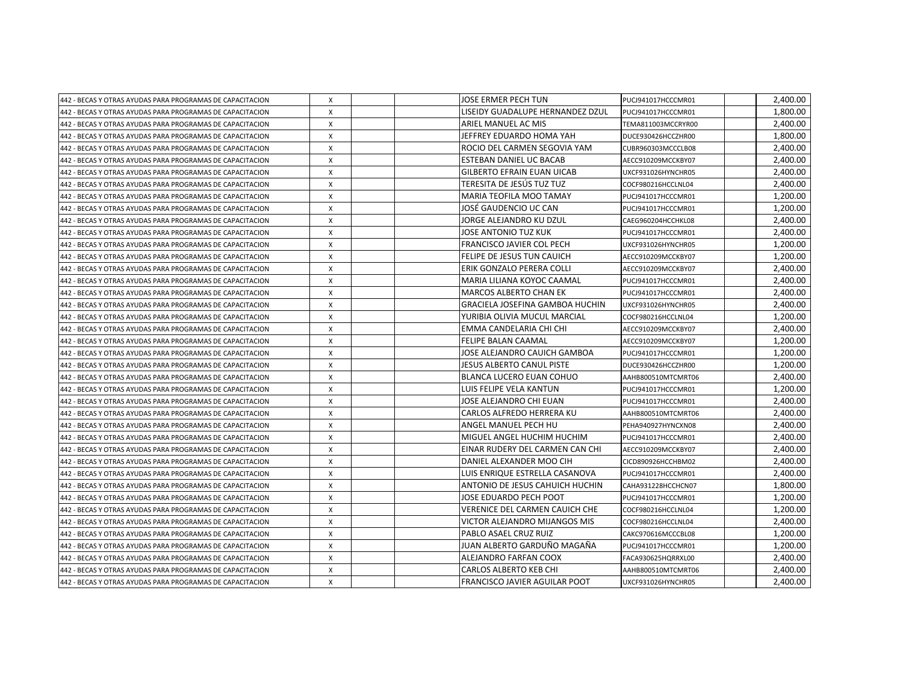| | | | | | | | |
|---|---|---|---|---|---|---|---|
| 442 - BECAS Y OTRAS AYUDAS PARA PROGRAMAS DE CAPACITACION | X | | | JOSE ERMER PECH TUN | PUCJ941017HCCCMR01 | | 2,400.00 |
| 442 - BECAS Y OTRAS AYUDAS PARA PROGRAMAS DE CAPACITACION | X | | | LISEIDY GUADALUPE HERNANDEZ DZUL | PUCJ941017HCCCMR01 | | 1,800.00 |
| 442 - BECAS Y OTRAS AYUDAS PARA PROGRAMAS DE CAPACITACION | X | | | ARIEL MANUEL AC MIS | TEMA811003MCCRYR00 | | 2,400.00 |
| 442 - BECAS Y OTRAS AYUDAS PARA PROGRAMAS DE CAPACITACION | X | | | JEFFREY EDUARDO HOMA YAH | DUCE930426HCCZHR00 | | 1,800.00 |
| 442 - BECAS Y OTRAS AYUDAS PARA PROGRAMAS DE CAPACITACION | X | | | ROCIO DEL CARMEN SEGOVIA YAM | CUBR960303MCCCLB08 | | 2,400.00 |
| 442 - BECAS Y OTRAS AYUDAS PARA PROGRAMAS DE CAPACITACION | X | | | ESTEBAN DANIEL UC BACAB | AECC910209MCCKBY07 | | 2,400.00 |
| 442 - BECAS Y OTRAS AYUDAS PARA PROGRAMAS DE CAPACITACION | X | | | GILBERTO EFRAIN EUAN UICAB | UXCF931026HYNCHR05 | | 2,400.00 |
| 442 - BECAS Y OTRAS AYUDAS PARA PROGRAMAS DE CAPACITACION | X | | | TERESITA DE JESÚS TUZ TUZ | COCF980216HCCLNL04 | | 2,400.00 |
| 442 - BECAS Y OTRAS AYUDAS PARA PROGRAMAS DE CAPACITACION | X | | | MARIA TEOFILA MOO TAMAY | PUCJ941017HCCCMR01 | | 1,200.00 |
| 442 - BECAS Y OTRAS AYUDAS PARA PROGRAMAS DE CAPACITACION | X | | | JOSÉ GAUDENCIO UC CAN | PUCJ941017HCCCMR01 | | 1,200.00 |
| 442 - BECAS Y OTRAS AYUDAS PARA PROGRAMAS DE CAPACITACION | X | | | JORGE ALEJANDRO KU DZUL | CAEG960204HCCHKL08 | | 2,400.00 |
| 442 - BECAS Y OTRAS AYUDAS PARA PROGRAMAS DE CAPACITACION | X | | | JOSE ANTONIO TUZ KUK | PUCJ941017HCCCMR01 | | 2,400.00 |
| 442 - BECAS Y OTRAS AYUDAS PARA PROGRAMAS DE CAPACITACION | X | | | FRANCISCO JAVIER COL PECH | UXCF931026HYNCHR05 | | 1,200.00 |
| 442 - BECAS Y OTRAS AYUDAS PARA PROGRAMAS DE CAPACITACION | X | | | FELIPE DE JESUS TUN CAUICH | AECC910209MCCKBY07 | | 1,200.00 |
| 442 - BECAS Y OTRAS AYUDAS PARA PROGRAMAS DE CAPACITACION | X | | | ERIK GONZALO PERERA COLLI | AECC910209MCCKBY07 | | 2,400.00 |
| 442 - BECAS Y OTRAS AYUDAS PARA PROGRAMAS DE CAPACITACION | X | | | MARIA LILIANA KOYOC CAAMAL | PUCJ941017HCCCMR01 | | 2,400.00 |
| 442 - BECAS Y OTRAS AYUDAS PARA PROGRAMAS DE CAPACITACION | X | | | MARCOS ALBERTO CHAN EK | PUCJ941017HCCCMR01 | | 2,400.00 |
| 442 - BECAS Y OTRAS AYUDAS PARA PROGRAMAS DE CAPACITACION | X | | | GRACIELA JOSEFINA GAMBOA HUCHIN | UXCF931026HYNCHR05 | | 2,400.00 |
| 442 - BECAS Y OTRAS AYUDAS PARA PROGRAMAS DE CAPACITACION | X | | | YURIBIA OLIVIA MUCUL MARCIAL | COCF980216HCCLNL04 | | 1,200.00 |
| 442 - BECAS Y OTRAS AYUDAS PARA PROGRAMAS DE CAPACITACION | X | | | EMMA CANDELARIA CHI CHI | AECC910209MCCKBY07 | | 2,400.00 |
| 442 - BECAS Y OTRAS AYUDAS PARA PROGRAMAS DE CAPACITACION | X | | | FELIPE BALAN CAAMAL | AECC910209MCCKBY07 | | 1,200.00 |
| 442 - BECAS Y OTRAS AYUDAS PARA PROGRAMAS DE CAPACITACION | X | | | JOSE ALEJANDRO CAUICH GAMBOA | PUCJ941017HCCCMR01 | | 1,200.00 |
| 442 - BECAS Y OTRAS AYUDAS PARA PROGRAMAS DE CAPACITACION | X | | | JESUS ALBERTO CANUL PISTE | DUCE930426HCCZHR00 | | 1,200.00 |
| 442 - BECAS Y OTRAS AYUDAS PARA PROGRAMAS DE CAPACITACION | X | | | BLANCA LUCERO EUAN COHUO | AAHB800510MTCMRT06 | | 2,400.00 |
| 442 - BECAS Y OTRAS AYUDAS PARA PROGRAMAS DE CAPACITACION | X | | | LUIS FELIPE VELA KANTUN | PUCJ941017HCCCMR01 | | 1,200.00 |
| 442 - BECAS Y OTRAS AYUDAS PARA PROGRAMAS DE CAPACITACION | X | | | JOSE ALEJANDRO CHI EUAN | PUCJ941017HCCCMR01 | | 2,400.00 |
| 442 - BECAS Y OTRAS AYUDAS PARA PROGRAMAS DE CAPACITACION | X | | | CARLOS ALFREDO HERRERA KU | AAHB800510MTCMRT06 | | 2,400.00 |
| 442 - BECAS Y OTRAS AYUDAS PARA PROGRAMAS DE CAPACITACION | X | | | ANGEL MANUEL PECH HU | PEHA940927HYNCXN08 | | 2,400.00 |
| 442 - BECAS Y OTRAS AYUDAS PARA PROGRAMAS DE CAPACITACION | X | | | MIGUEL ANGEL HUCHIM HUCHIM | PUCJ941017HCCCMR01 | | 2,400.00 |
| 442 - BECAS Y OTRAS AYUDAS PARA PROGRAMAS DE CAPACITACION | X | | | EINAR RUDERY DEL CARMEN CAN CHI | AECC910209MCCKBY07 | | 2,400.00 |
| 442 - BECAS Y OTRAS AYUDAS PARA PROGRAMAS DE CAPACITACION | X | | | DANIEL ALEXANDER MOO CIH | CICD890926HCCHBM02 | | 2,400.00 |
| 442 - BECAS Y OTRAS AYUDAS PARA PROGRAMAS DE CAPACITACION | X | | | LUIS ENRIQUE ESTRELLA CASANOVA | PUCJ941017HCCCMR01 | | 2,400.00 |
| 442 - BECAS Y OTRAS AYUDAS PARA PROGRAMAS DE CAPACITACION | X | | | ANTONIO DE JESUS CAHUICH HUCHIN | CAHA931228HCCHCN07 | | 1,800.00 |
| 442 - BECAS Y OTRAS AYUDAS PARA PROGRAMAS DE CAPACITACION | X | | | JOSE EDUARDO PECH POOT | PUCJ941017HCCCMR01 | | 1,200.00 |
| 442 - BECAS Y OTRAS AYUDAS PARA PROGRAMAS DE CAPACITACION | X | | | VERENICE DEL CARMEN CAUICH CHE | COCF980216HCCLNL04 | | 1,200.00 |
| 442 - BECAS Y OTRAS AYUDAS PARA PROGRAMAS DE CAPACITACION | X | | | VICTOR ALEJANDRO MIJANGOS MIS | COCF980216HCCLNL04 | | 2,400.00 |
| 442 - BECAS Y OTRAS AYUDAS PARA PROGRAMAS DE CAPACITACION | X | | | PABLO ASAEL CRUZ RUIZ | CAKC970616MCCCBL08 | | 1,200.00 |
| 442 - BECAS Y OTRAS AYUDAS PARA PROGRAMAS DE CAPACITACION | X | | | JUAN ALBERTO GARDUÑO MAGAÑA | PUCJ941017HCCCMR01 | | 1,200.00 |
| 442 - BECAS Y OTRAS AYUDAS PARA PROGRAMAS DE CAPACITACION | X | | | ALEJANDRO FARFAN COOX | FACA930625HQRRXL00 | | 2,400.00 |
| 442 - BECAS Y OTRAS AYUDAS PARA PROGRAMAS DE CAPACITACION | X | | | CARLOS ALBERTO KEB CHI | AAHB800510MTCMRT06 | | 2,400.00 |
| 442 - BECAS Y OTRAS AYUDAS PARA PROGRAMAS DE CAPACITACION | X | | | FRANCISCO JAVIER AGUILAR POOT | UXCF931026HYNCHR05 | | 2,400.00 |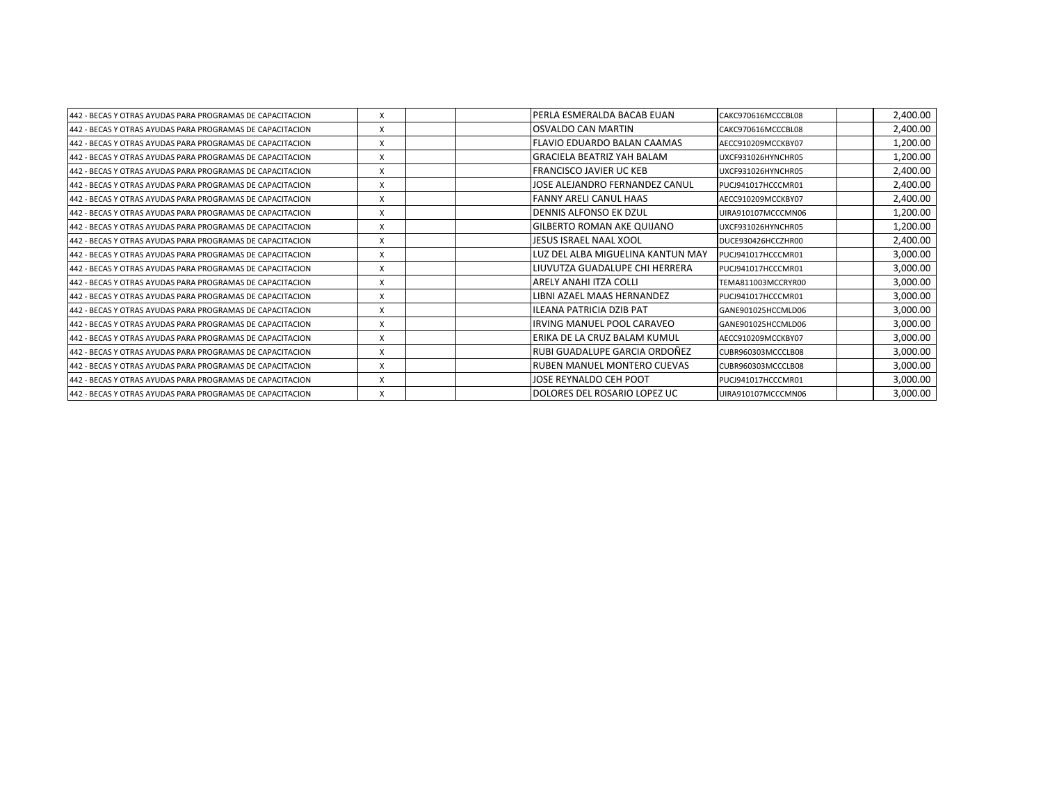| | | | | | | | |
|---|---|---|---|---|---|---|---|
| 442 - BECAS Y OTRAS AYUDAS PARA PROGRAMAS DE CAPACITACION | X | | | PERLA ESMERALDA BACAB EUAN | CAKC970616MCCCBL08 | | 2,400.00 |
| 442 - BECAS Y OTRAS AYUDAS PARA PROGRAMAS DE CAPACITACION | X | | | OSVALDO CAN MARTIN | CAKC970616MCCCBL08 | | 2,400.00 |
| 442 - BECAS Y OTRAS AYUDAS PARA PROGRAMAS DE CAPACITACION | X | | | FLAVIO EDUARDO BALAN CAAMAS | AECC910209MCCKBY07 | | 1,200.00 |
| 442 - BECAS Y OTRAS AYUDAS PARA PROGRAMAS DE CAPACITACION | X | | | GRACIELA BEATRIZ YAH BALAM | UXCF931026HYNCHR05 | | 1,200.00 |
| 442 - BECAS Y OTRAS AYUDAS PARA PROGRAMAS DE CAPACITACION | X | | | FRANCISCO JAVIER UC KEB | UXCF931026HYNCHR05 | | 2,400.00 |
| 442 - BECAS Y OTRAS AYUDAS PARA PROGRAMAS DE CAPACITACION | X | | | JOSE ALEJANDRO FERNANDEZ CANUL | PUCJ941017HCCCMR01 | | 2,400.00 |
| 442 - BECAS Y OTRAS AYUDAS PARA PROGRAMAS DE CAPACITACION | X | | | FANNY ARELI CANUL HAAS | AECC910209MCCKBY07 | | 2,400.00 |
| 442 - BECAS Y OTRAS AYUDAS PARA PROGRAMAS DE CAPACITACION | X | | | DENNIS ALFONSO EK DZUL | UIRA910107MCCCMN06 | | 1,200.00 |
| 442 - BECAS Y OTRAS AYUDAS PARA PROGRAMAS DE CAPACITACION | X | | | GILBERTO ROMAN AKE QUIJANO | UXCF931026HYNCHR05 | | 1,200.00 |
| 442 - BECAS Y OTRAS AYUDAS PARA PROGRAMAS DE CAPACITACION | X | | | JESUS ISRAEL NAAL XOOL | DUCE930426HCCZHR00 | | 2,400.00 |
| 442 - BECAS Y OTRAS AYUDAS PARA PROGRAMAS DE CAPACITACION | X | | | LUZ DEL ALBA MIGUELINA KANTUN MAY | PUCJ941017HCCCMR01 | | 3,000.00 |
| 442 - BECAS Y OTRAS AYUDAS PARA PROGRAMAS DE CAPACITACION | X | | | LIUVUTZA GUADALUPE CHI HERRERA | PUCJ941017HCCCMR01 | | 3,000.00 |
| 442 - BECAS Y OTRAS AYUDAS PARA PROGRAMAS DE CAPACITACION | X | | | ARELY ANAHI ITZA COLLI | TEMA811003MCCRYR00 | | 3,000.00 |
| 442 - BECAS Y OTRAS AYUDAS PARA PROGRAMAS DE CAPACITACION | X | | | LIBNI AZAEL MAAS HERNANDEZ | PUCJ941017HCCCMR01 | | 3,000.00 |
| 442 - BECAS Y OTRAS AYUDAS PARA PROGRAMAS DE CAPACITACION | X | | | ILEANA PATRICIA DZIB PAT | GANE901025HCCMLD06 | | 3,000.00 |
| 442 - BECAS Y OTRAS AYUDAS PARA PROGRAMAS DE CAPACITACION | X | | | IRVING MANUEL POOL CARAVEO | GANE901025HCCMLD06 | | 3,000.00 |
| 442 - BECAS Y OTRAS AYUDAS PARA PROGRAMAS DE CAPACITACION | X | | | ERIKA DE LA CRUZ BALAM KUMUL | AECC910209MCCKBY07 | | 3,000.00 |
| 442 - BECAS Y OTRAS AYUDAS PARA PROGRAMAS DE CAPACITACION | X | | | RUBI GUADALUPE GARCIA ORDOÑEZ | CUBR960303MCCCLB08 | | 3,000.00 |
| 442 - BECAS Y OTRAS AYUDAS PARA PROGRAMAS DE CAPACITACION | X | | | RUBEN MANUEL MONTERO CUEVAS | CUBR960303MCCCLB08 | | 3,000.00 |
| 442 - BECAS Y OTRAS AYUDAS PARA PROGRAMAS DE CAPACITACION | X | | | JOSE REYNALDO CEH POOT | PUCJ941017HCCCMR01 | | 3,000.00 |
| 442 - BECAS Y OTRAS AYUDAS PARA PROGRAMAS DE CAPACITACION | X | | | DOLORES DEL ROSARIO LOPEZ UC | UIRA910107MCCCMN06 | | 3,000.00 |